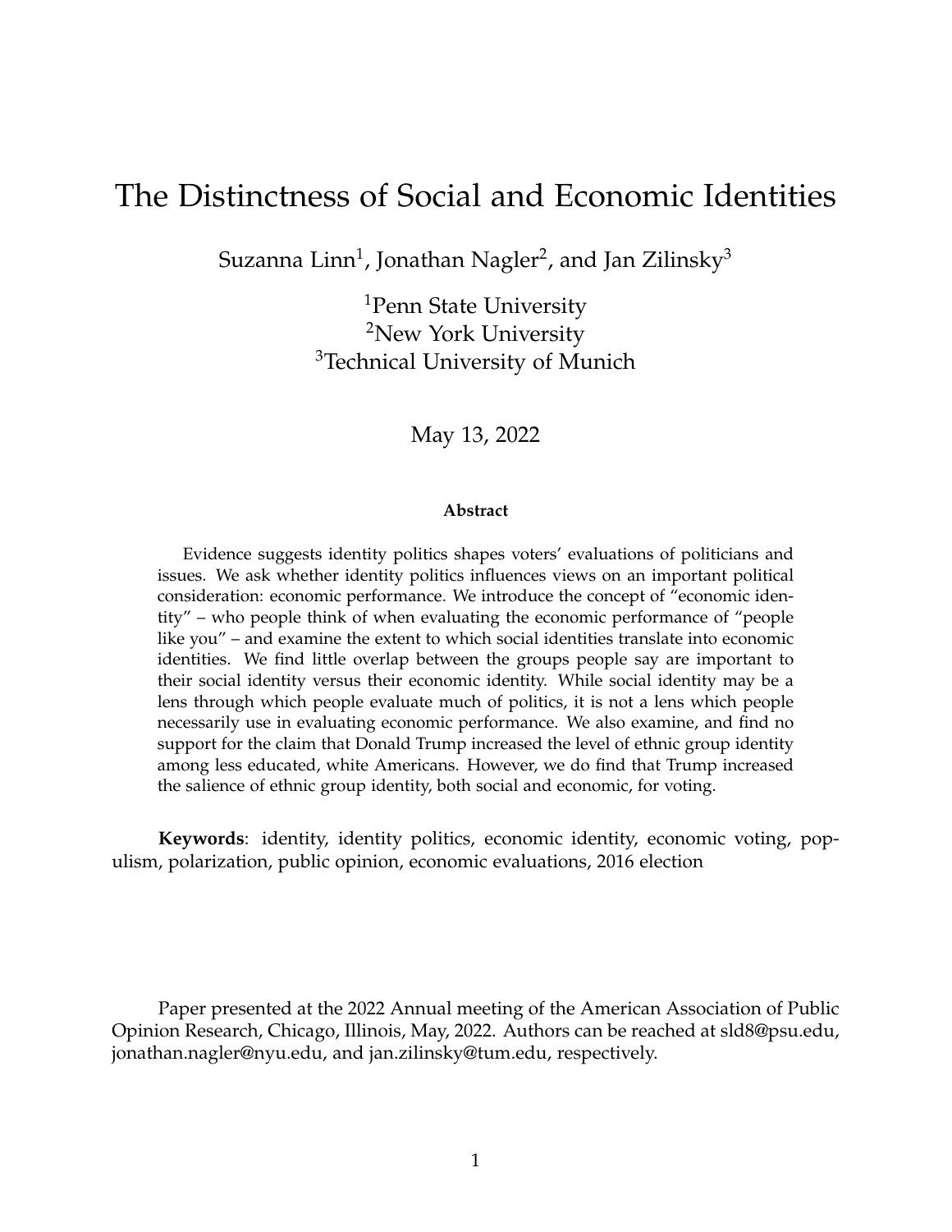# The Distinctness of Social and Economic Identities

Suzanna Linn[1], Jonathan Nagler[2], and Jan Zilinsky[3]

[1]Penn State University
[2]New York University
[3]Technical University of Munich

May 13, 2022

**Abstract**

Evidence suggests identity politics shapes voters' evaluations of politicians and issues. We ask whether identity politics influences views on an important political consideration: economic performance. We introduce the concept of "economic identity" – who people think of when evaluating the economic performance of "people like you" – and examine the extent to which social identities translate into economic identities. We find little overlap between the groups people say are important to their social identity versus their economic identity. While social identity may be a lens through which people evaluate much of politics, it is not a lens which people necessarily use in evaluating economic performance. We also examine, and find no support for the claim that Donald Trump increased the level of ethnic group identity among less educated, white Americans. However, we do find that Trump increased the salience of ethnic group identity, both social and economic, for voting.

**Keywords**: identity, identity politics, economic identity, economic voting, populism, polarization, public opinion, economic evaluations, 2016 election

Paper presented at the 2022 Annual meeting of the American Association of Public Opinion Research, Chicago, Illinois, May, 2022. Authors can be reached at sld8@psu.edu, jonathan.nagler@nyu.edu, and jan.zilinsky@tum.edu, respectively.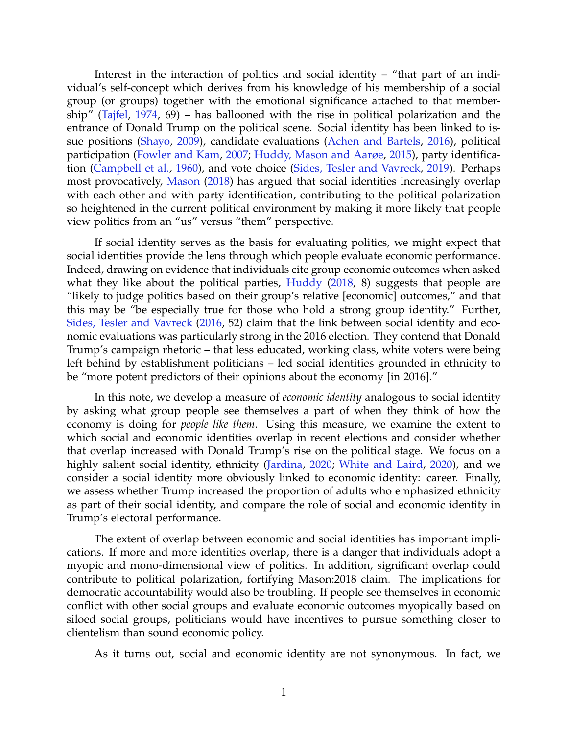Interest in the interaction of politics and social identity – "that part of an individual's self-concept which derives from his knowledge of his membership of a social group (or groups) together with the emotional significance attached to that membership" (Tajfel, 1974, 69) – has ballooned with the rise in political polarization and the entrance of Donald Trump on the political scene. Social identity has been linked to issue positions (Shayo, 2009), candidate evaluations (Achen and Bartels, 2016), political participation (Fowler and Kam, 2007; Huddy, Mason and Aarøe, 2015), party identification (Campbell et al., 1960), and vote choice (Sides, Tesler and Vavreck, 2019). Perhaps most provocatively, Mason (2018) has argued that social identities increasingly overlap with each other and with party identification, contributing to the political polarization so heightened in the current political environment by making it more likely that people view politics from an "us" versus "them" perspective.

If social identity serves as the basis for evaluating politics, we might expect that social identities provide the lens through which people evaluate economic performance. Indeed, drawing on evidence that individuals cite group economic outcomes when asked what they like about the political parties, Huddy (2018, 8) suggests that people are "likely to judge politics based on their group's relative [economic] outcomes," and that this may be "be especially true for those who hold a strong group identity." Further, Sides, Tesler and Vavreck (2016, 52) claim that the link between social identity and economic evaluations was particularly strong in the 2016 election. They contend that Donald Trump's campaign rhetoric – that less educated, working class, white voters were being left behind by establishment politicians – led social identities grounded in ethnicity to be "more potent predictors of their opinions about the economy [in 2016]."

In this note, we develop a measure of *economic identity* analogous to social identity by asking what group people see themselves a part of when they think of how the economy is doing for *people like them*. Using this measure, we examine the extent to which social and economic identities overlap in recent elections and consider whether that overlap increased with Donald Trump's rise on the political stage. We focus on a highly salient social identity, ethnicity (Jardina, 2020; White and Laird, 2020), and we consider a social identity more obviously linked to economic identity: career. Finally, we assess whether Trump increased the proportion of adults who emphasized ethnicity as part of their social identity, and compare the role of social and economic identity in Trump's electoral performance.

The extent of overlap between economic and social identities has important implications. If more and more identities overlap, there is a danger that individuals adopt a myopic and mono-dimensional view of politics. In addition, significant overlap could contribute to political polarization, fortifying Mason:2018 claim. The implications for democratic accountability would also be troubling. If people see themselves in economic conflict with other social groups and evaluate economic outcomes myopically based on siloed social groups, politicians would have incentives to pursue something closer to clientelism than sound economic policy.

As it turns out, social and economic identity are not synonymous. In fact, we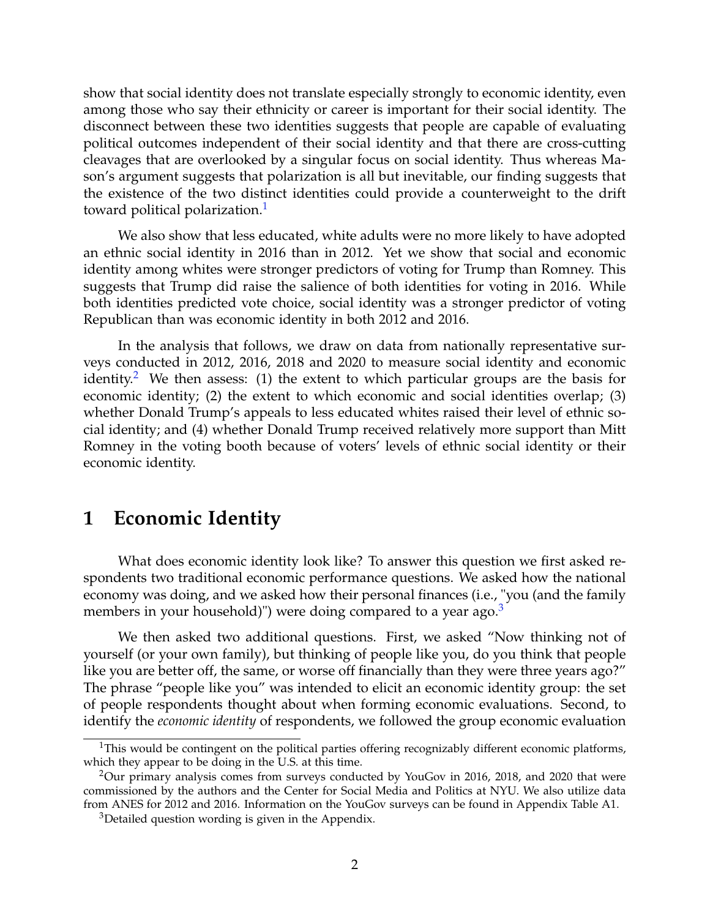show that social identity does not translate especially strongly to economic identity, even among those who say their ethnicity or career is important for their social identity. The disconnect between these two identities suggests that people are capable of evaluating political outcomes independent of their social identity and that there are cross-cutting cleavages that are overlooked by a singular focus on social identity. Thus whereas Mason's argument suggests that polarization is all but inevitable, our finding suggests that the existence of the two distinct identities could provide a counterweight to the drift toward political polarization.[1]

We also show that less educated, white adults were no more likely to have adopted an ethnic social identity in 2016 than in 2012. Yet we show that social and economic identity among whites were stronger predictors of voting for Trump than Romney. This suggests that Trump did raise the salience of both identities for voting in 2016. While both identities predicted vote choice, social identity was a stronger predictor of voting Republican than was economic identity in both 2012 and 2016.

In the analysis that follows, we draw on data from nationally representative surveys conducted in 2012, 2016, 2018 and 2020 to measure social identity and economic identity.[2] We then assess: (1) the extent to which particular groups are the basis for economic identity; (2) the extent to which economic and social identities overlap; (3) whether Donald Trump's appeals to less educated whites raised their level of ethnic social identity; and (4) whether Donald Trump received relatively more support than Mitt Romney in the voting booth because of voters' levels of ethnic social identity or their economic identity.

# 1 Economic Identity

What does economic identity look like? To answer this question we first asked respondents two traditional economic performance questions. We asked how the national economy was doing, and we asked how their personal finances (i.e., "you (and the family members in your household)") were doing compared to a year ago.[3]

We then asked two additional questions. First, we asked "Now thinking not of yourself (or your own family), but thinking of people like you, do you think that people like you are better off, the same, or worse off financially than they were three years ago?" The phrase "people like you" was intended to elicit an economic identity group: the set of people respondents thought about when forming economic evaluations. Second, to identify the *economic identity* of respondents, we followed the group economic evaluation

[1] This would be contingent on the political parties offering recognizably different economic platforms, which they appear to be doing in the U.S. at this time.

[2] Our primary analysis comes from surveys conducted by YouGov in 2016, 2018, and 2020 that were commissioned by the authors and the Center for Social Media and Politics at NYU. We also utilize data from ANES for 2012 and 2016. Information on the YouGov surveys can be found in Appendix Table A1.

[3] Detailed question wording is given in the Appendix.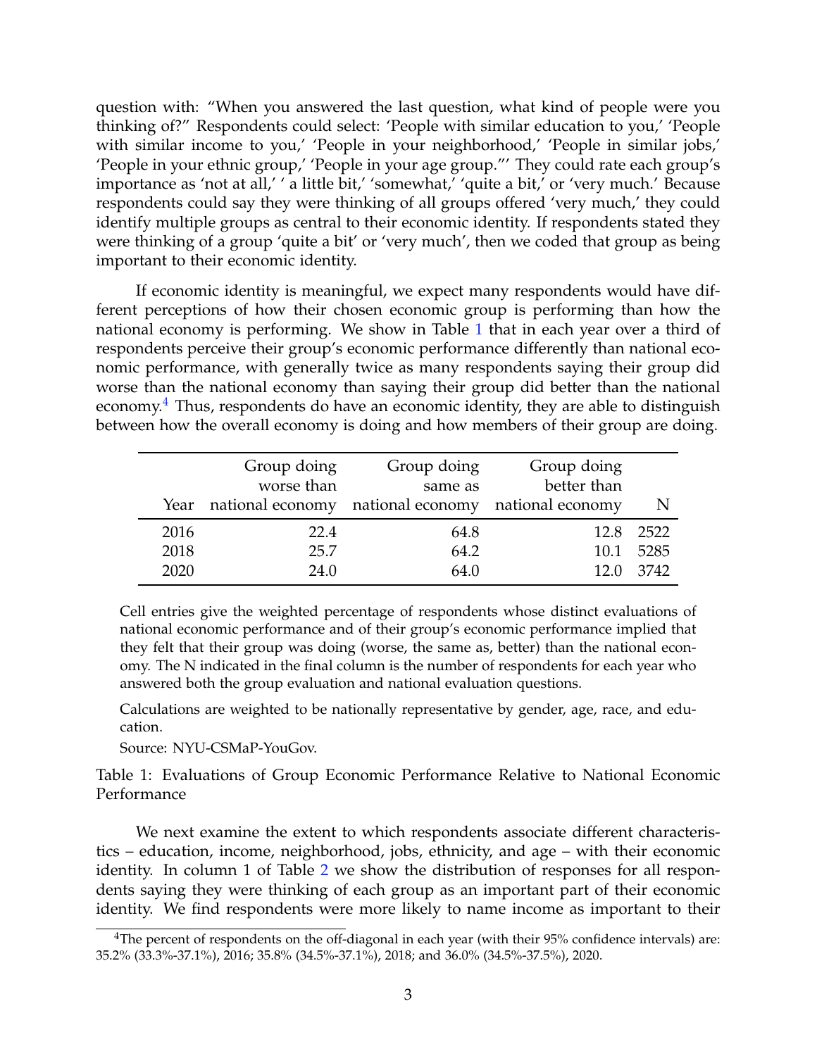question with: "When you answered the last question, what kind of people were you thinking of?" Respondents could select: 'People with similar education to you,' 'People with similar income to you,' 'People in your neighborhood,' 'People in similar jobs,' 'People in your ethnic group,' 'People in your age group."' They could rate each group's importance as 'not at all,' ' a little bit,' 'somewhat,' 'quite a bit,' or 'very much.' Because respondents could say they were thinking of all groups offered 'very much,' they could identify multiple groups as central to their economic identity. If respondents stated they were thinking of a group 'quite a bit' or 'very much', then we coded that group as being important to their economic identity.

If economic identity is meaningful, we expect many respondents would have different perceptions of how their chosen economic group is performing than how the national economy is performing. We show in Table 1 that in each year over a third of respondents perceive their group's economic performance differently than national economic performance, with generally twice as many respondents saying their group did worse than the national economy than saying their group did better than the national economy.[4] Thus, respondents do have an economic identity, they are able to distinguish between how the overall economy is doing and how members of their group are doing.

| Year | Group doing worse than national economy | Group doing same as national economy | Group doing better than national economy | N |
|---|---|---|---|---|
| 2016 | 22.4 | 64.8 | 12.8 | 2522 |
| 2018 | 25.7 | 64.2 | 10.1 | 5285 |
| 2020 | 24.0 | 64.0 | 12.0 | 3742 |

Cell entries give the weighted percentage of respondents whose distinct evaluations of national economic performance and of their group's economic performance implied that they felt that their group was doing (worse, the same as, better) than the national economy. The N indicated in the final column is the number of respondents for each year who answered both the group evaluation and national evaluation questions.

Calculations are weighted to be nationally representative by gender, age, race, and education.

Source: NYU-CSMaP-YouGov.

Table 1: Evaluations of Group Economic Performance Relative to National Economic Performance

We next examine the extent to which respondents associate different characteristics – education, income, neighborhood, jobs, ethnicity, and age – with their economic identity. In column 1 of Table 2 we show the distribution of responses for all respondents saying they were thinking of each group as an important part of their economic identity. We find respondents were more likely to name income as important to their

[4] The percent of respondents on the off-diagonal in each year (with their 95% confidence intervals) are: 35.2% (33.3%-37.1%), 2016; 35.8% (34.5%-37.1%), 2018; and 36.0% (34.5%-37.5%), 2020.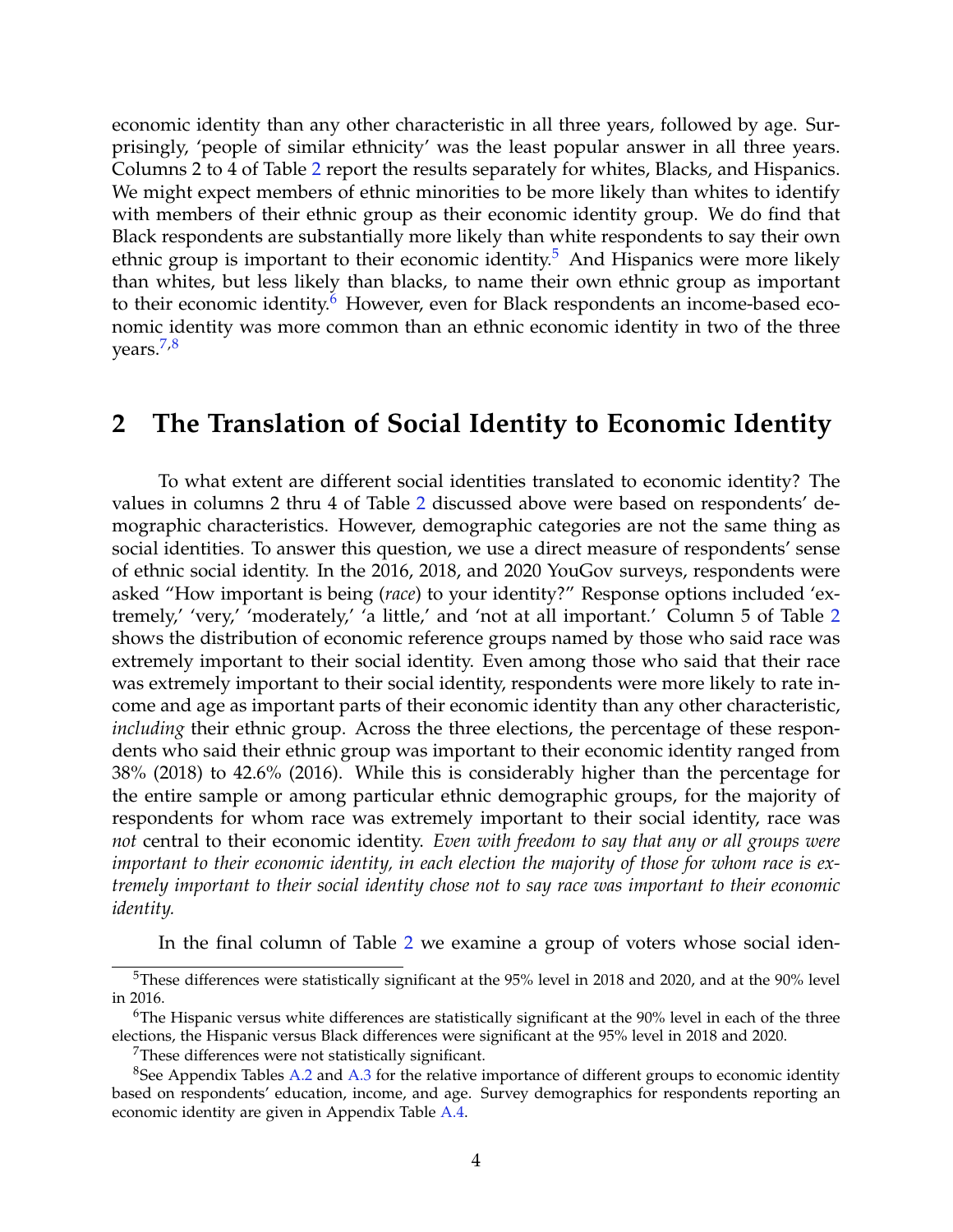economic identity than any other characteristic in all three years, followed by age. Surprisingly, 'people of similar ethnicity' was the least popular answer in all three years. Columns 2 to 4 of Table 2 report the results separately for whites, Blacks, and Hispanics. We might expect members of ethnic minorities to be more likely than whites to identify with members of their ethnic group as their economic identity group. We do find that Black respondents are substantially more likely than white respondents to say their own ethnic group is important to their economic identity.[5] And Hispanics were more likely than whites, but less likely than blacks, to name their own ethnic group as important to their economic identity.[6] However, even for Black respondents an income-based economic identity was more common than an ethnic economic identity in two of the three years.[7,8]

## 2 The Translation of Social Identity to Economic Identity

To what extent are different social identities translated to economic identity? The values in columns 2 thru 4 of Table 2 discussed above were based on respondents' demographic characteristics. However, demographic categories are not the same thing as social identities. To answer this question, we use a direct measure of respondents' sense of ethnic social identity. In the 2016, 2018, and 2020 YouGov surveys, respondents were asked "How important is being (*race*) to your identity?" Response options included 'extremely,' 'very,' 'moderately,' 'a little,' and 'not at all important.' Column 5 of Table 2 shows the distribution of economic reference groups named by those who said race was extremely important to their social identity. Even among those who said that their race was extremely important to their social identity, respondents were more likely to rate income and age as important parts of their economic identity than any other characteristic, *including* their ethnic group. Across the three elections, the percentage of these respondents who said their ethnic group was important to their economic identity ranged from 38% (2018) to 42.6% (2016). While this is considerably higher than the percentage for the entire sample or among particular ethnic demographic groups, for the majority of respondents for whom race was extremely important to their social identity, race was *not* central to their economic identity. *Even with freedom to say that any or all groups were important to their economic identity, in each election the majority of those for whom race is extremely important to their social identity chose not to say race was important to their economic identity.*

In the final column of Table 2 we examine a group of voters whose social iden-

[5] These differences were statistically significant at the 95% level in 2018 and 2020, and at the 90% level in 2016.

[6] The Hispanic versus white differences are statistically significant at the 90% level in each of the three elections, the Hispanic versus Black differences were significant at the 95% level in 2018 and 2020.

[7] These differences were not statistically significant.

[8] See Appendix Tables A.2 and A.3 for the relative importance of different groups to economic identity based on respondents' education, income, and age. Survey demographics for respondents reporting an economic identity are given in Appendix Table A.4.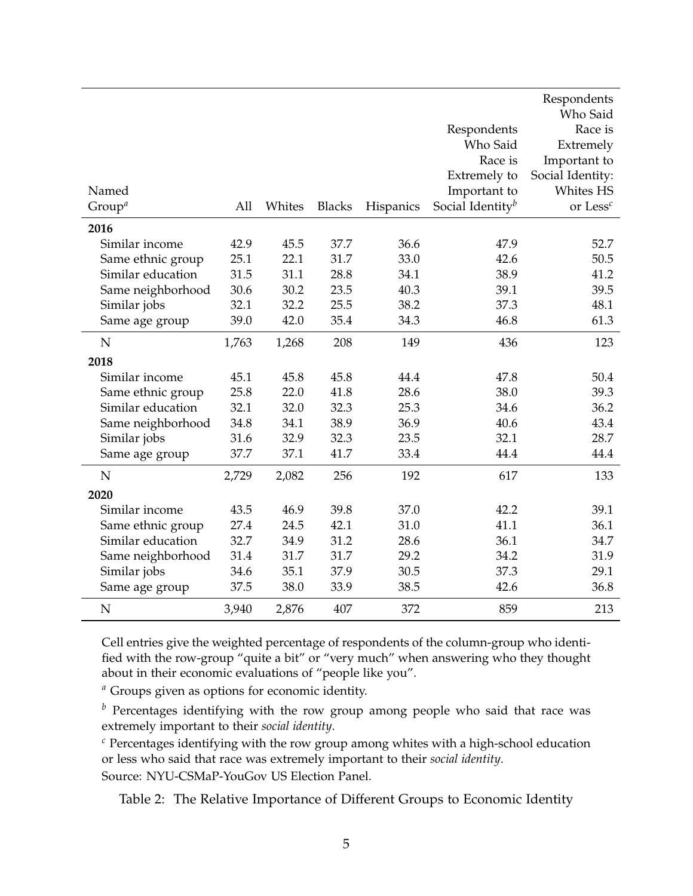| Named Group[a] | All | Whites | Blacks | Hispanics | Respondents Who Said Race is Extremely to Important to Social Identity[b] | Respondents Who Said Race is Extremely Important to Social Identity: Whites HS or Less[c] |
|---|---|---|---|---|---|---|
| **2016** | | | | | | |
| Similar income | 42.9 | 45.5 | 37.7 | 36.6 | 47.9 | 52.7 |
| Same ethnic group | 25.1 | 22.1 | 31.7 | 33.0 | 42.6 | 50.5 |
| Similar education | 31.5 | 31.1 | 28.8 | 34.1 | 38.9 | 41.2 |
| Same neighborhood | 30.6 | 30.2 | 23.5 | 40.3 | 39.1 | 39.5 |
| Similar jobs | 32.1 | 32.2 | 25.5 | 38.2 | 37.3 | 48.1 |
| Same age group | 39.0 | 42.0 | 35.4 | 34.3 | 46.8 | 61.3 |
| N | 1,763 | 1,268 | 208 | 149 | 436 | 123 |
| **2018** | | | | | | |
| Similar income | 45.1 | 45.8 | 45.8 | 44.4 | 47.8 | 50.4 |
| Same ethnic group | 25.8 | 22.0 | 41.8 | 28.6 | 38.0 | 39.3 |
| Similar education | 32.1 | 32.0 | 32.3 | 25.3 | 34.6 | 36.2 |
| Same neighborhood | 34.8 | 34.1 | 38.9 | 36.9 | 40.6 | 43.4 |
| Similar jobs | 31.6 | 32.9 | 32.3 | 23.5 | 32.1 | 28.7 |
| Same age group | 37.7 | 37.1 | 41.7 | 33.4 | 44.4 | 44.4 |
| N | 2,729 | 2,082 | 256 | 192 | 617 | 133 |
| **2020** | | | | | | |
| Similar income | 43.5 | 46.9 | 39.8 | 37.0 | 42.2 | 39.1 |
| Same ethnic group | 27.4 | 24.5 | 42.1 | 31.0 | 41.1 | 36.1 |
| Similar education | 32.7 | 34.9 | 31.2 | 28.6 | 36.1 | 34.7 |
| Same neighborhood | 31.4 | 31.7 | 31.7 | 29.2 | 34.2 | 31.9 |
| Similar jobs | 34.6 | 35.1 | 37.9 | 30.5 | 37.3 | 29.1 |
| Same age group | 37.5 | 38.0 | 33.9 | 38.5 | 42.6 | 36.8 |
| N | 3,940 | 2,876 | 407 | 372 | 859 | 213 |

Cell entries give the weighted percentage of respondents of the column-group who identified with the row-group "quite a bit" or "very much" when answering who they thought about in their economic evaluations of "people like you".

[a] Groups given as options for economic identity.

[b] Percentages identifying with the row group among people who said that race was extremely important to their *social identity*.

[c] Percentages identifying with the row group among whites with a high-school education or less who said that race was extremely important to their *social identity*.

Source: NYU-CSMaP-YouGov US Election Panel.

Table 2: The Relative Importance of Different Groups to Economic Identity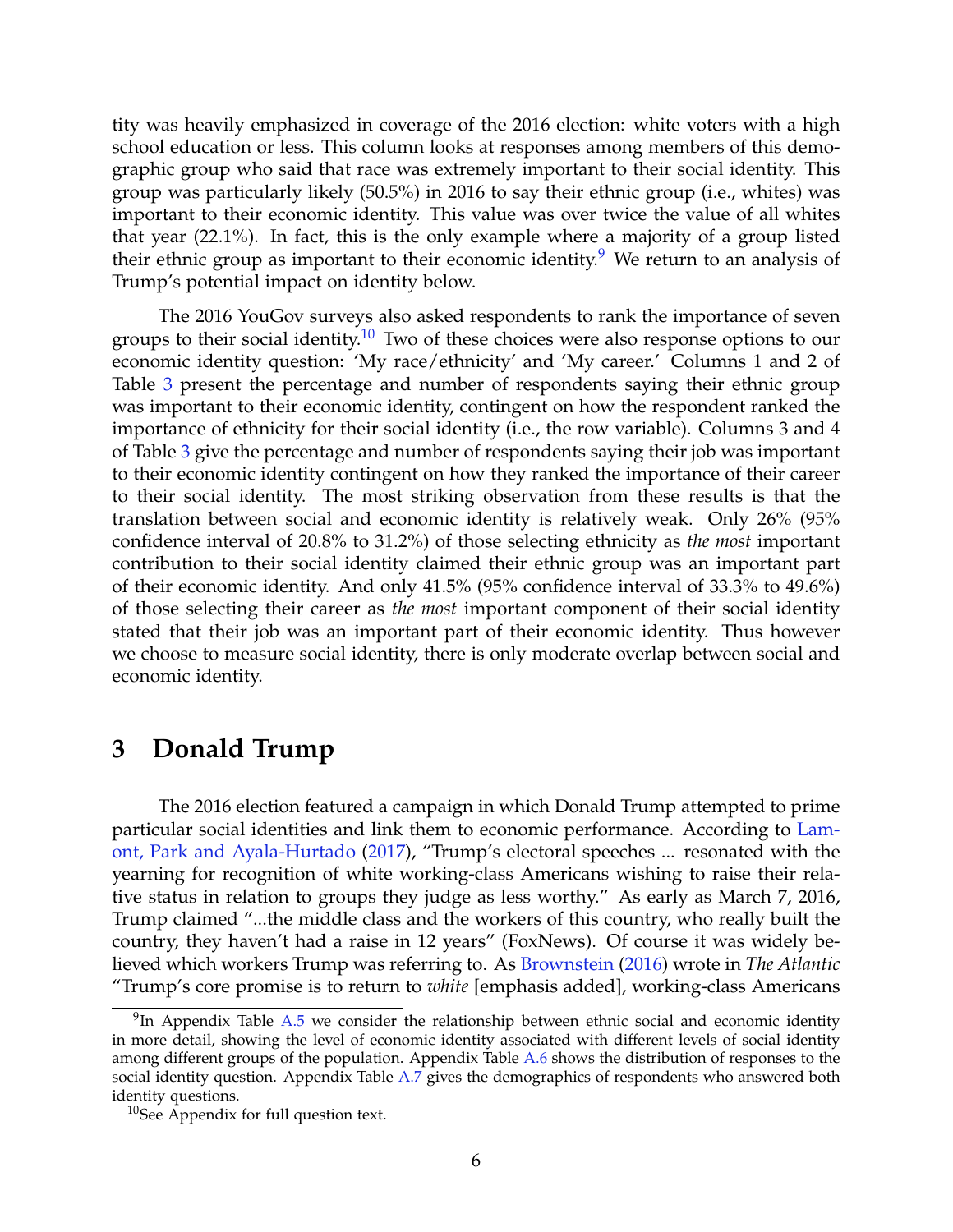tity was heavily emphasized in coverage of the 2016 election: white voters with a high school education or less. This column looks at responses among members of this demographic group who said that race was extremely important to their social identity. This group was particularly likely (50.5%) in 2016 to say their ethnic group (i.e., whites) was important to their economic identity. This value was over twice the value of all whites that year (22.1%). In fact, this is the only example where a majority of a group listed their ethnic group as important to their economic identity.[9] We return to an analysis of Trump's potential impact on identity below.

The 2016 YouGov surveys also asked respondents to rank the importance of seven groups to their social identity.[10] Two of these choices were also response options to our economic identity question: 'My race/ethnicity' and 'My career.' Columns 1 and 2 of Table 3 present the percentage and number of respondents saying their ethnic group was important to their economic identity, contingent on how the respondent ranked the importance of ethnicity for their social identity (i.e., the row variable). Columns 3 and 4 of Table 3 give the percentage and number of respondents saying their job was important to their economic identity contingent on how they ranked the importance of their career to their social identity. The most striking observation from these results is that the translation between social and economic identity is relatively weak. Only 26% (95% confidence interval of 20.8% to 31.2%) of those selecting ethnicity as *the most* important contribution to their social identity claimed their ethnic group was an important part of their economic identity. And only 41.5% (95% confidence interval of 33.3% to 49.6%) of those selecting their career as *the most* important component of their social identity stated that their job was an important part of their economic identity. Thus however we choose to measure social identity, there is only moderate overlap between social and economic identity.

# 3 Donald Trump

The 2016 election featured a campaign in which Donald Trump attempted to prime particular social identities and link them to economic performance. According to Lamont, Park and Ayala-Hurtado (2017), "Trump's electoral speeches ... resonated with the yearning for recognition of white working-class Americans wishing to raise their relative status in relation to groups they judge as less worthy." As early as March 7, 2016, Trump claimed "...the middle class and the workers of this country, who really built the country, they haven't had a raise in 12 years" (FoxNews). Of course it was widely believed which workers Trump was referring to. As Brownstein (2016) wrote in *The Atlantic* "Trump's core promise is to return to *white* [emphasis added], working-class Americans

[9] In Appendix Table A.5 we consider the relationship between ethnic social and economic identity in more detail, showing the level of economic identity associated with different levels of social identity among different groups of the population. Appendix Table A.6 shows the distribution of responses to the social identity question. Appendix Table A.7 gives the demographics of respondents who answered both identity questions.

[10] See Appendix for full question text.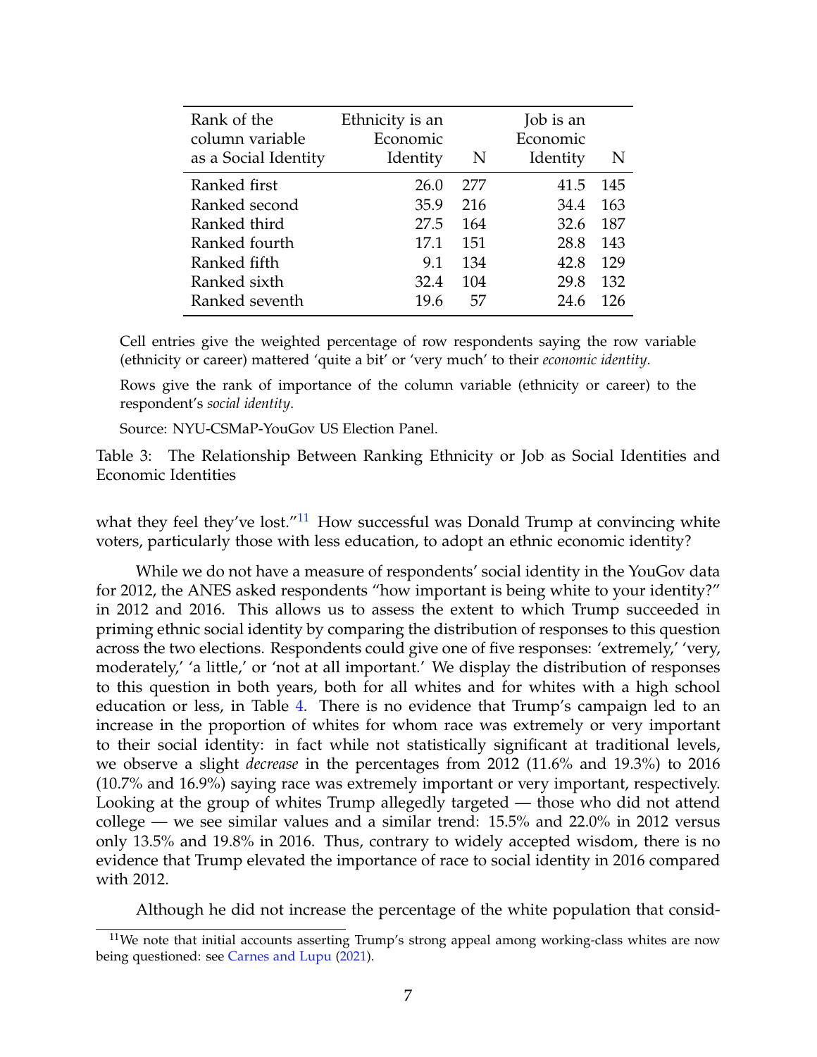| Rank of the column variable as a Social Identity | Ethnicity is an Economic Identity | N | Job is an Economic Identity | N |
|---|---|---|---|---|
| Ranked first | 26.0 | 277 | 41.5 | 145 |
| Ranked second | 35.9 | 216 | 34.4 | 163 |
| Ranked third | 27.5 | 164 | 32.6 | 187 |
| Ranked fourth | 17.1 | 151 | 28.8 | 143 |
| Ranked fifth | 9.1 | 134 | 42.8 | 129 |
| Ranked sixth | 32.4 | 104 | 29.8 | 132 |
| Ranked seventh | 19.6 | 57 | 24.6 | 126 |

Cell entries give the weighted percentage of row respondents saying the row variable (ethnicity or career) mattered 'quite a bit' or 'very much' to their *economic identity*.

Rows give the rank of importance of the column variable (ethnicity or career) to the respondent's *social identity*.

Source: NYU-CSMaP-YouGov US Election Panel.

Table 3: The Relationship Between Ranking Ethnicity or Job as Social Identities and Economic Identities

what they feel they've lost."[11] How successful was Donald Trump at convincing white voters, particularly those with less education, to adopt an ethnic economic identity?

While we do not have a measure of respondents' social identity in the YouGov data for 2012, the ANES asked respondents "how important is being white to your identity?" in 2012 and 2016. This allows us to assess the extent to which Trump succeeded in priming ethnic social identity by comparing the distribution of responses to this question across the two elections. Respondents could give one of five responses: 'extremely,' 'very, moderately,' 'a little,' or 'not at all important.' We display the distribution of responses to this question in both years, both for all whites and for whites with a high school education or less, in Table 4. There is no evidence that Trump's campaign led to an increase in the proportion of whites for whom race was extremely or very important to their social identity: in fact while not statistically significant at traditional levels, we observe a slight *decrease* in the percentages from 2012 (11.6% and 19.3%) to 2016 (10.7% and 16.9%) saying race was extremely important or very important, respectively. Looking at the group of whites Trump allegedly targeted — those who did not attend college — we see similar values and a similar trend: 15.5% and 22.0% in 2012 versus only 13.5% and 19.8% in 2016. Thus, contrary to widely accepted wisdom, there is no evidence that Trump elevated the importance of race to social identity in 2016 compared with 2012.

Although he did not increase the percentage of the white population that consid-

[11] We note that initial accounts asserting Trump's strong appeal among working-class whites are now being questioned: see Carnes and Lupu (2021).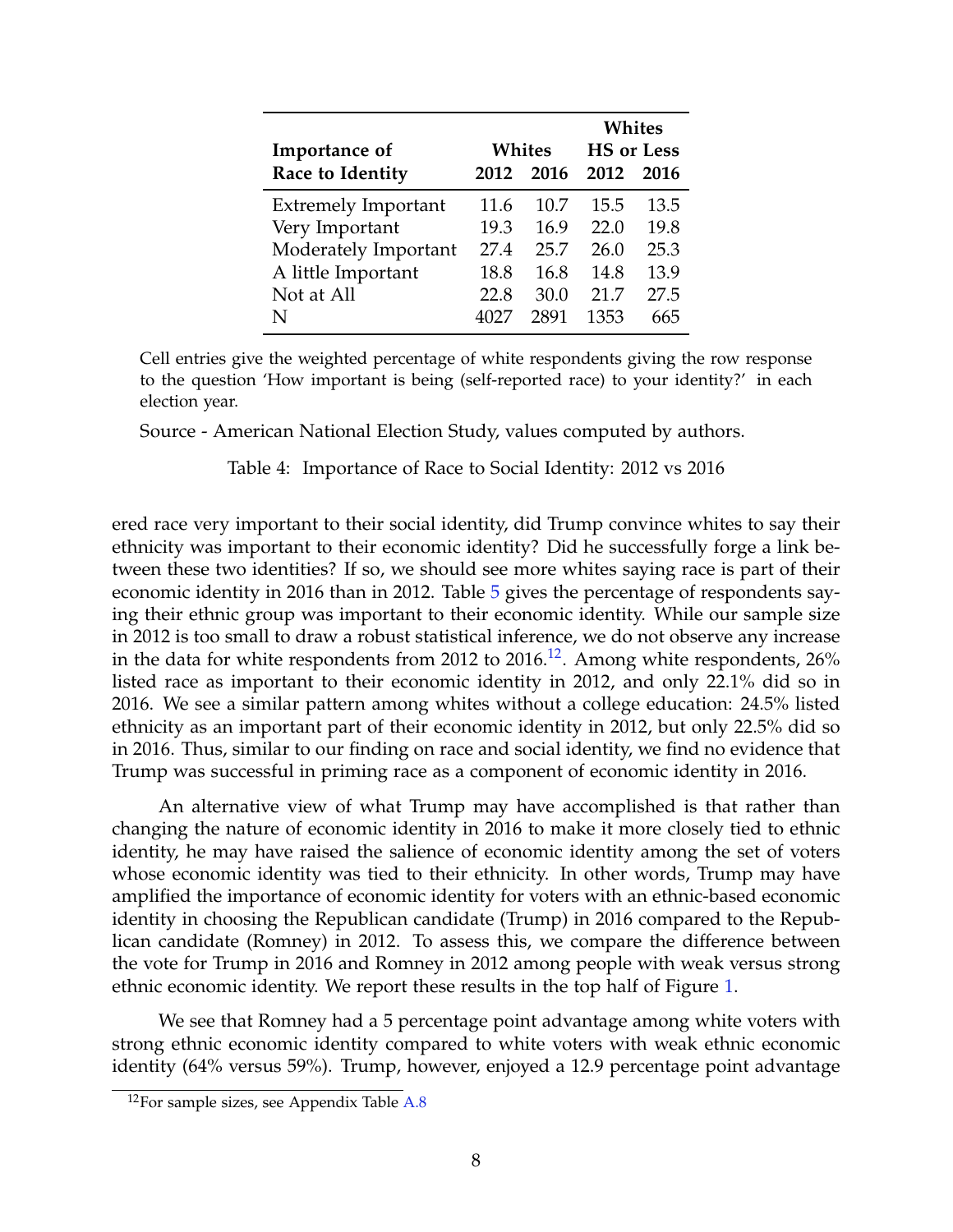| Importance of Race to Identity | Whites | | Whites HS or Less | |
|---|---|---|---|---|
| | 2012 | 2016 | 2012 | 2016 |
| Extremely Important | 11.6 | 10.7 | 15.5 | 13.5 |
| Very Important | 19.3 | 16.9 | 22.0 | 19.8 |
| Moderately Important | 27.4 | 25.7 | 26.0 | 25.3 |
| A little Important | 18.8 | 16.8 | 14.8 | 13.9 |
| Not at All | 22.8 | 30.0 | 21.7 | 27.5 |
| N | 4027 | 2891 | 1353 | 665 |

Cell entries give the weighted percentage of white respondents giving the row response to the question 'How important is being (self-reported race) to your identity?' in each election year.

Source - American National Election Study, values computed by authors.

Table 4: Importance of Race to Social Identity: 2012 vs 2016

ered race very important to their social identity, did Trump convince whites to say their ethnicity was important to their economic identity? Did he successfully forge a link between these two identities? If so, we should see more whites saying race is part of their economic identity in 2016 than in 2012. Table 5 gives the percentage of respondents saying their ethnic group was important to their economic identity. While our sample size in 2012 is too small to draw a robust statistical inference, we do not observe any increase in the data for white respondents from 2012 to 2016.[12]. Among white respondents, 26% listed race as important to their economic identity in 2012, and only 22.1% did so in 2016. We see a similar pattern among whites without a college education: 24.5% listed ethnicity as an important part of their economic identity in 2012, but only 22.5% did so in 2016. Thus, similar to our finding on race and social identity, we find no evidence that Trump was successful in priming race as a component of economic identity in 2016.

An alternative view of what Trump may have accomplished is that rather than changing the nature of economic identity in 2016 to make it more closely tied to ethnic identity, he may have raised the salience of economic identity among the set of voters whose economic identity was tied to their ethnicity. In other words, Trump may have amplified the importance of economic identity for voters with an ethnic-based economic identity in choosing the Republican candidate (Trump) in 2016 compared to the Republican candidate (Romney) in 2012. To assess this, we compare the difference between the vote for Trump in 2016 and Romney in 2012 among people with weak versus strong ethnic economic identity. We report these results in the top half of Figure 1.

We see that Romney had a 5 percentage point advantage among white voters with strong ethnic economic identity compared to white voters with weak ethnic economic identity (64% versus 59%). Trump, however, enjoyed a 12.9 percentage point advantage

[12] For sample sizes, see Appendix Table A.8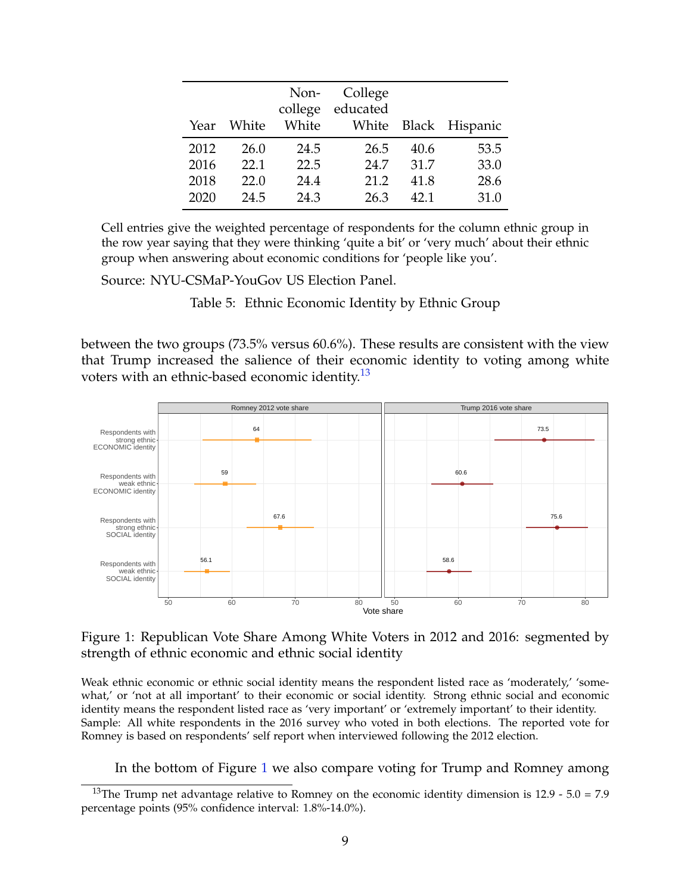| Year | White | Non-college White | College educated White | Black | Hispanic |
|---|---|---|---|---|---|
| 2012 | 26.0 | 24.5 | 26.5 | 40.6 | 53.5 |
| 2016 | 22.1 | 22.5 | 24.7 | 31.7 | 33.0 |
| 2018 | 22.0 | 24.4 | 21.2 | 41.8 | 28.6 |
| 2020 | 24.5 | 24.3 | 26.3 | 42.1 | 31.0 |

Cell entries give the weighted percentage of respondents for the column ethnic group in the row year saying that they were thinking 'quite a bit' or 'very much' about their ethnic group when answering about economic conditions for 'people like you'.

Source: NYU-CSMaP-YouGov US Election Panel.

Table 5: Ethnic Economic Identity by Ethnic Group

between the two groups (73.5% versus 60.6%). These results are consistent with the view that Trump increased the salience of their economic identity to voting among white voters with an ethnic-based economic identity.[13]

Romney 2012 vote share

Trump 2016 vote share

Respondents with strong ethnic ECONOMIC identity

Respondents with weak ethnic ECONOMIC identity

Respondents with strong ethnic SOCIAL identity

Respondents with weak ethnic SOCIAL identity

64

59

67.6

56.1

73.5

60.6

75.6

58.6

50 60 70 80

50 60 70 80

Vote share

Figure 1: Republican Vote Share Among White Voters in 2012 and 2016: segmented by strength of ethnic economic and ethnic social identity

Weak ethnic economic or ethnic social identity means the respondent listed race as 'moderately,' 'somewhat,' or 'not at all important' to their economic or social identity. Strong ethnic social and economic identity means the respondent listed race as 'very important' or 'extremely important' to their identity. Sample: All white respondents in the 2016 survey who voted in both elections. The reported vote for Romney is based on respondents' self report when interviewed following the 2012 election.

In the bottom of Figure 1 we also compare voting for Trump and Romney among

[13] The Trump net advantage relative to Romney on the economic identity dimension is 12.9 - 5.0 = 7.9 percentage points (95% confidence interval: 1.8%-14.0%).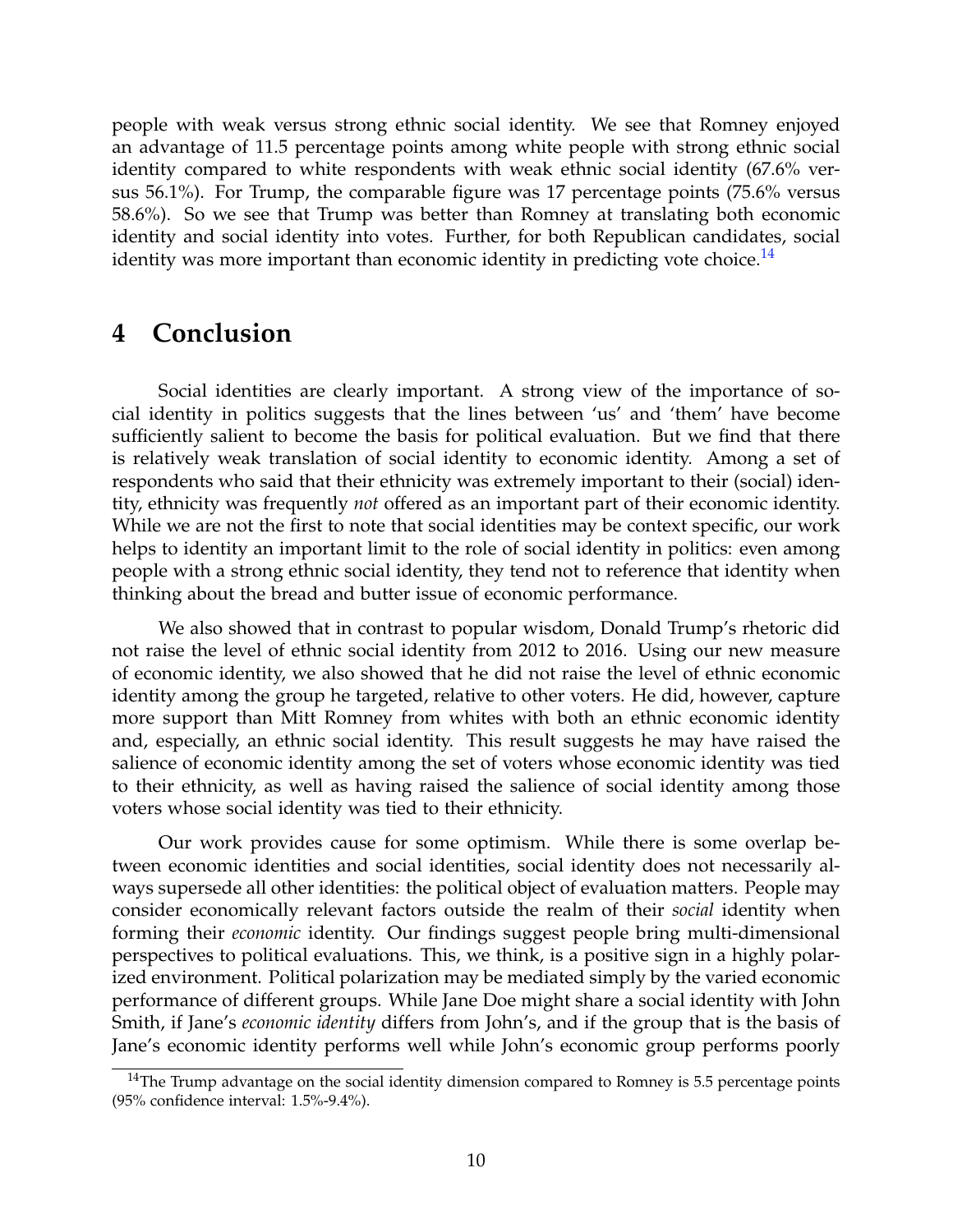people with weak versus strong ethnic social identity. We see that Romney enjoyed an advantage of 11.5 percentage points among white people with strong ethnic social identity compared to white respondents with weak ethnic social identity (67.6% versus 56.1%). For Trump, the comparable figure was 17 percentage points (75.6% versus 58.6%). So we see that Trump was better than Romney at translating both economic identity and social identity into votes. Further, for both Republican candidates, social identity was more important than economic identity in predicting vote choice.[14]

# 4 Conclusion

Social identities are clearly important. A strong view of the importance of social identity in politics suggests that the lines between 'us' and 'them' have become sufficiently salient to become the basis for political evaluation. But we find that there is relatively weak translation of social identity to economic identity. Among a set of respondents who said that their ethnicity was extremely important to their (social) identity, ethnicity was frequently *not* offered as an important part of their economic identity. While we are not the first to note that social identities may be context specific, our work helps to identity an important limit to the role of social identity in politics: even among people with a strong ethnic social identity, they tend not to reference that identity when thinking about the bread and butter issue of economic performance.

We also showed that in contrast to popular wisdom, Donald Trump's rhetoric did not raise the level of ethnic social identity from 2012 to 2016. Using our new measure of economic identity, we also showed that he did not raise the level of ethnic economic identity among the group he targeted, relative to other voters. He did, however, capture more support than Mitt Romney from whites with both an ethnic economic identity and, especially, an ethnic social identity. This result suggests he may have raised the salience of economic identity among the set of voters whose economic identity was tied to their ethnicity, as well as having raised the salience of social identity among those voters whose social identity was tied to their ethnicity.

Our work provides cause for some optimism. While there is some overlap between economic identities and social identities, social identity does not necessarily always supersede all other identities: the political object of evaluation matters. People may consider economically relevant factors outside the realm of their *social* identity when forming their *economic* identity. Our findings suggest people bring multi-dimensional perspectives to political evaluations. This, we think, is a positive sign in a highly polarized environment. Political polarization may be mediated simply by the varied economic performance of different groups. While Jane Doe might share a social identity with John Smith, if Jane's *economic identity* differs from John's, and if the group that is the basis of Jane's economic identity performs well while John's economic group performs poorly

[14] The Trump advantage on the social identity dimension compared to Romney is 5.5 percentage points (95% confidence interval: 1.5%-9.4%).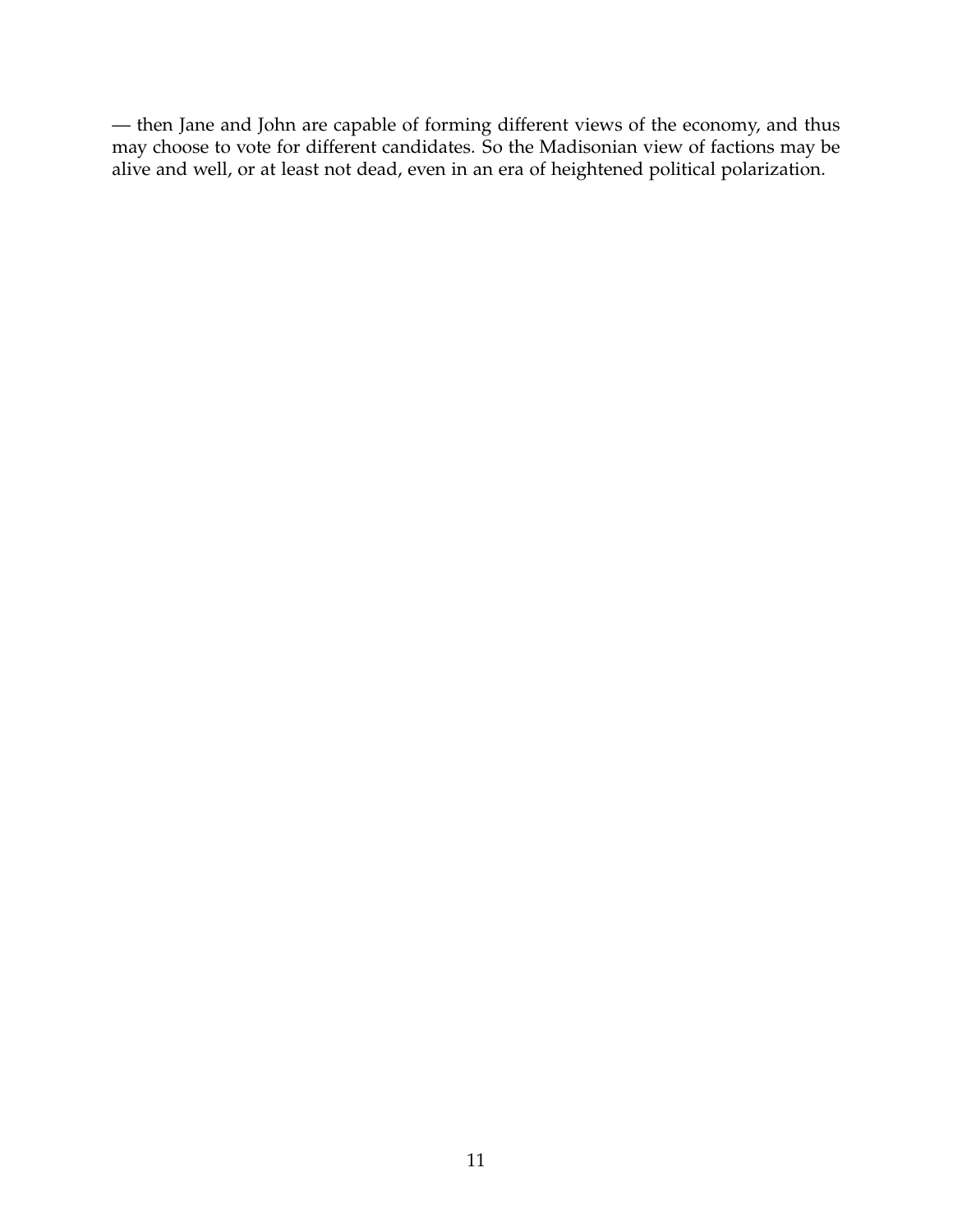— then Jane and John are capable of forming different views of the economy, and thus may choose to vote for different candidates. So the Madisonian view of factions may be alive and well, or at least not dead, even in an era of heightened political polarization.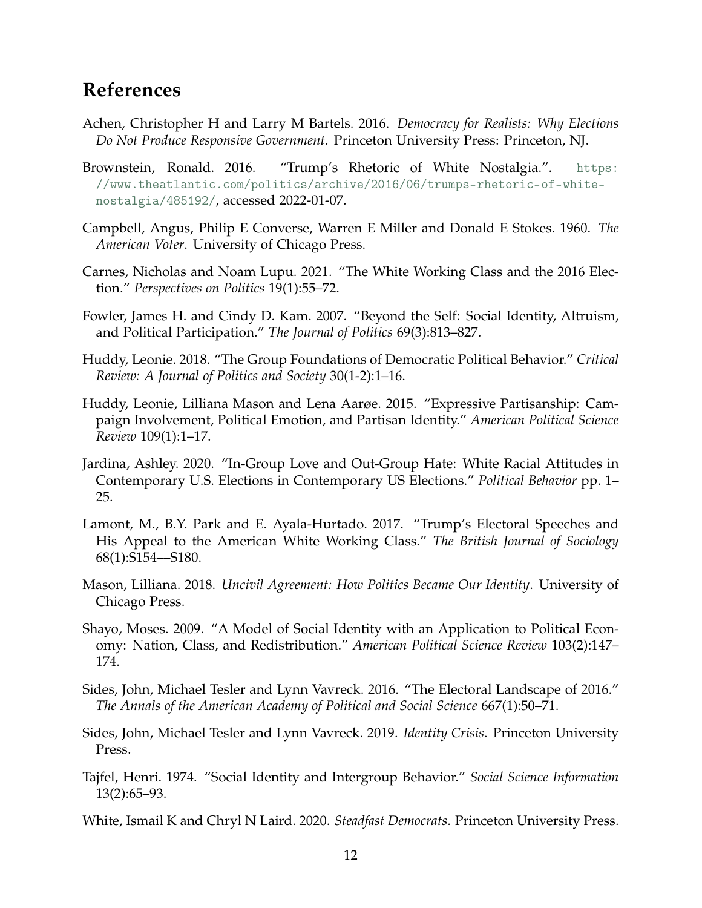## References

Achen, Christopher H and Larry M Bartels. 2016. *Democracy for Realists: Why Elections Do Not Produce Responsive Government*. Princeton University Press: Princeton, NJ.

Brownstein, Ronald. 2016. "Trump's Rhetoric of White Nostalgia.". https://www.theatlantic.com/politics/archive/2016/06/trumps-rhetoric-of-white-nostalgia/485192/, accessed 2022-01-07.

Campbell, Angus, Philip E Converse, Warren E Miller and Donald E Stokes. 1960. *The American Voter*. University of Chicago Press.

Carnes, Nicholas and Noam Lupu. 2021. "The White Working Class and the 2016 Election." *Perspectives on Politics* 19(1):55–72.

Fowler, James H. and Cindy D. Kam. 2007. "Beyond the Self: Social Identity, Altruism, and Political Participation." *The Journal of Politics* 69(3):813–827.

Huddy, Leonie. 2018. "The Group Foundations of Democratic Political Behavior." *Critical Review: A Journal of Politics and Society* 30(1-2):1–16.

Huddy, Leonie, Lilliana Mason and Lena Aarøe. 2015. "Expressive Partisanship: Campaign Involvement, Political Emotion, and Partisan Identity." *American Political Science Review* 109(1):1–17.

Jardina, Ashley. 2020. "In-Group Love and Out-Group Hate: White Racial Attitudes in Contemporary U.S. Elections in Contemporary US Elections." *Political Behavior* pp. 1–25.

Lamont, M., B.Y. Park and E. Ayala-Hurtado. 2017. "Trump's Electoral Speeches and His Appeal to the American White Working Class." *The British Journal of Sociology* 68(1):S154—S180.

Mason, Lilliana. 2018. *Uncivil Agreement: How Politics Became Our Identity*. University of Chicago Press.

Shayo, Moses. 2009. "A Model of Social Identity with an Application to Political Economy: Nation, Class, and Redistribution." *American Political Science Review* 103(2):147–174.

Sides, John, Michael Tesler and Lynn Vavreck. 2016. "The Electoral Landscape of 2016." *The Annals of the American Academy of Political and Social Science* 667(1):50–71.

Sides, John, Michael Tesler and Lynn Vavreck. 2019. *Identity Crisis*. Princeton University Press.

Tajfel, Henri. 1974. "Social Identity and Intergroup Behavior." *Social Science Information* 13(2):65–93.

White, Ismail K and Chryl N Laird. 2020. *Steadfast Democrats*. Princeton University Press.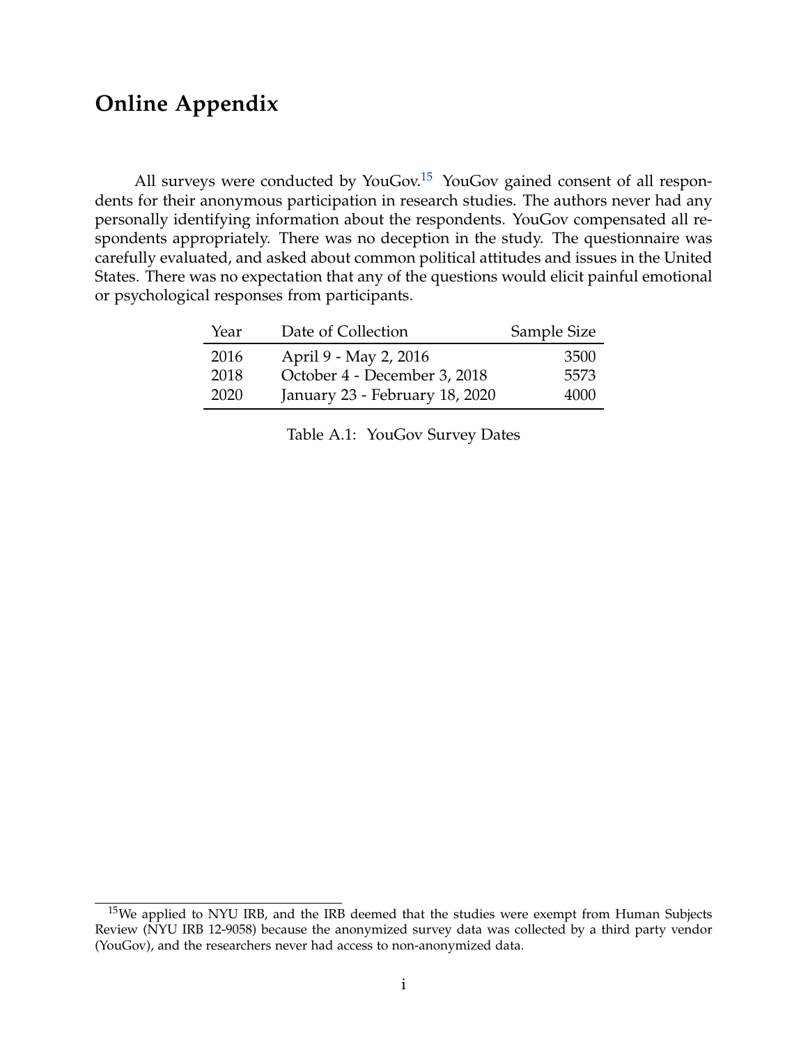# Online Appendix

All surveys were conducted by YouGov.[15] YouGov gained consent of all respondents for their anonymous participation in research studies. The authors never had any personally identifying information about the respondents. YouGov compensated all respondents appropriately. There was no deception in the study. The questionnaire was carefully evaluated, and asked about common political attitudes and issues in the United States. There was no expectation that any of the questions would elicit painful emotional or psychological responses from participants.

| Year | Date of Collection | Sample Size |
|---|---|---|
| 2016 | April 9 - May 2, 2016 | 3500 |
| 2018 | October 4 - December 3, 2018 | 5573 |
| 2020 | January 23 - February 18, 2020 | 4000 |

Table A.1: YouGov Survey Dates

[15] We applied to NYU IRB, and the IRB deemed that the studies were exempt from Human Subjects Review (NYU IRB 12-9058) because the anonymized survey data was collected by a third party vendor (YouGov), and the researchers never had access to non-anonymized data.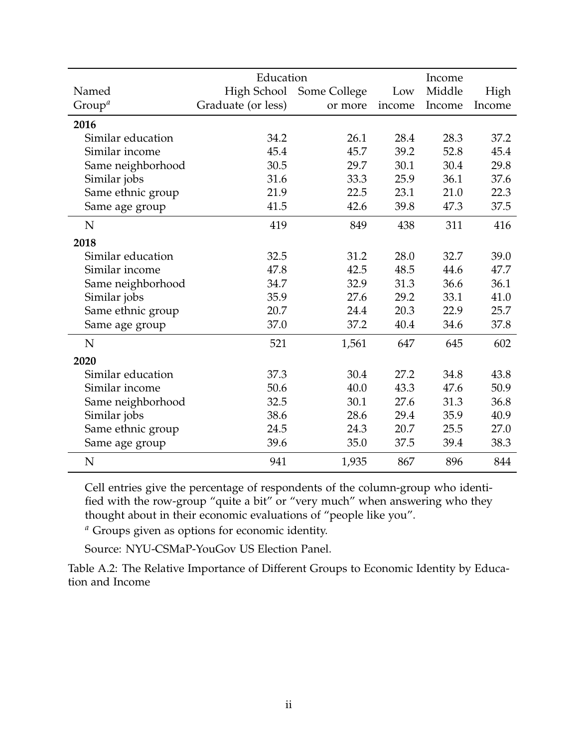| Named Group[a] | Education High School Graduate (or less) | Some College or more | Low income | Income Middle Income | High Income |
|---|---|---|---|---|---|
| **2016** | | | | | |
| Similar education | 34.2 | 26.1 | 28.4 | 28.3 | 37.2 |
| Similar income | 45.4 | 45.7 | 39.2 | 52.8 | 45.4 |
| Same neighborhood | 30.5 | 29.7 | 30.1 | 30.4 | 29.8 |
| Similar jobs | 31.6 | 33.3 | 25.9 | 36.1 | 37.6 |
| Same ethnic group | 21.9 | 22.5 | 23.1 | 21.0 | 22.3 |
| Same age group | 41.5 | 42.6 | 39.8 | 47.3 | 37.5 |
| N | 419 | 849 | 438 | 311 | 416 |
| **2018** | | | | | |
| Similar education | 32.5 | 31.2 | 28.0 | 32.7 | 39.0 |
| Similar income | 47.8 | 42.5 | 48.5 | 44.6 | 47.7 |
| Same neighborhood | 34.7 | 32.9 | 31.3 | 36.6 | 36.1 |
| Similar jobs | 35.9 | 27.6 | 29.2 | 33.1 | 41.0 |
| Same ethnic group | 20.7 | 24.4 | 20.3 | 22.9 | 25.7 |
| Same age group | 37.0 | 37.2 | 40.4 | 34.6 | 37.8 |
| N | 521 | 1,561 | 647 | 645 | 602 |
| **2020** | | | | | |
| Similar education | 37.3 | 30.4 | 27.2 | 34.8 | 43.8 |
| Similar income | 50.6 | 40.0 | 43.3 | 47.6 | 50.9 |
| Same neighborhood | 32.5 | 30.1 | 27.6 | 31.3 | 36.8 |
| Similar jobs | 38.6 | 28.6 | 29.4 | 35.9 | 40.9 |
| Same ethnic group | 24.5 | 24.3 | 20.7 | 25.5 | 27.0 |
| Same age group | 39.6 | 35.0 | 37.5 | 39.4 | 38.3 |
| N | 941 | 1,935 | 867 | 896 | 844 |

Cell entries give the percentage of respondents of the column-group who identified with the row-group "quite a bit" or "very much" when answering who they thought about in their economic evaluations of "people like you".

[a] Groups given as options for economic identity.

Source: NYU-CSMaP-YouGov US Election Panel.

Table A.2: The Relative Importance of Different Groups to Economic Identity by Education and Income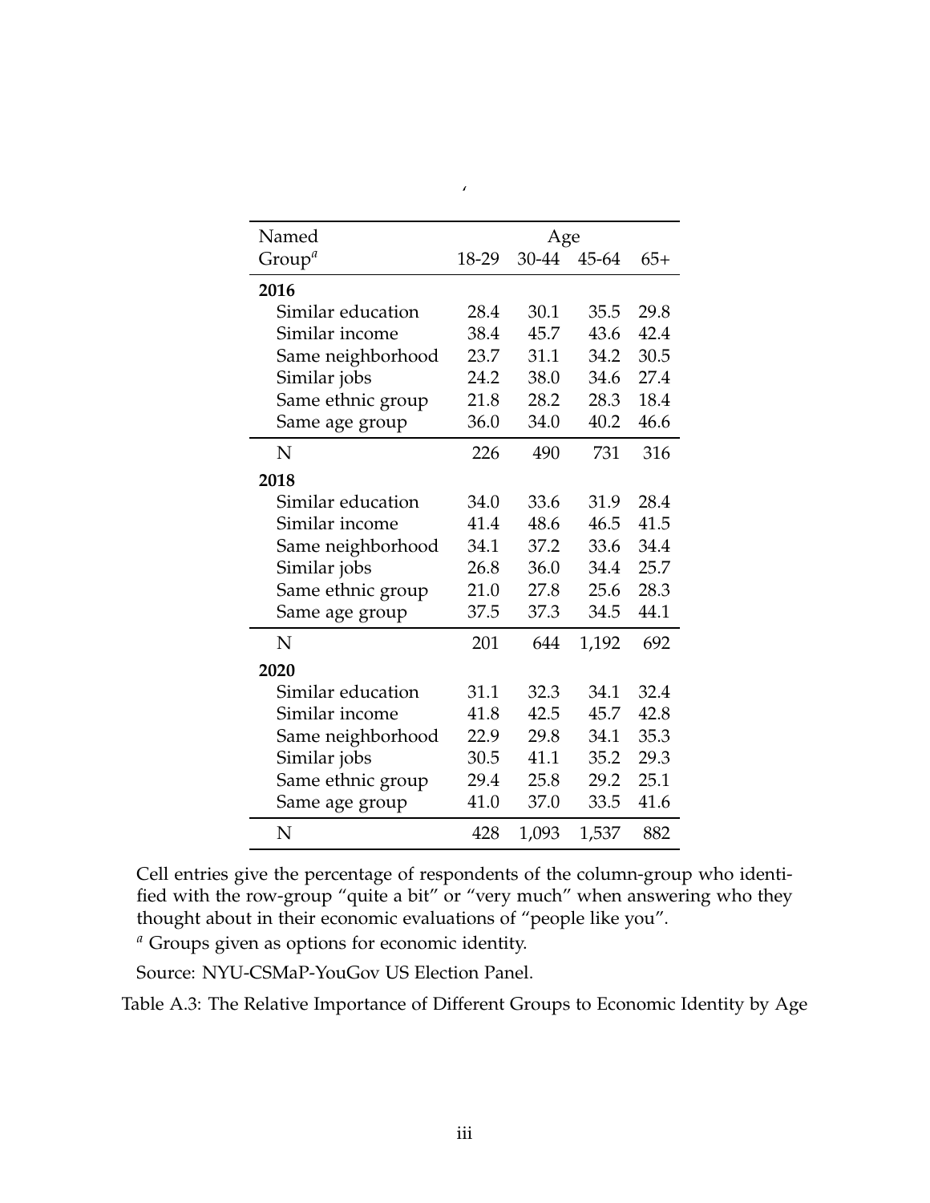| Named Group[a] | Age | | | |
|---|---|---|---|---|
| | 18-29 | 30-44 | 45-64 | 65+ |
| **2016** | | | | |
| Similar education | 28.4 | 30.1 | 35.5 | 29.8 |
| Similar income | 38.4 | 45.7 | 43.6 | 42.4 |
| Same neighborhood | 23.7 | 31.1 | 34.2 | 30.5 |
| Similar jobs | 24.2 | 38.0 | 34.6 | 27.4 |
| Same ethnic group | 21.8 | 28.2 | 28.3 | 18.4 |
| Same age group | 36.0 | 34.0 | 40.2 | 46.6 |
| N | 226 | 490 | 731 | 316 |
| **2018** | | | | |
| Similar education | 34.0 | 33.6 | 31.9 | 28.4 |
| Similar income | 41.4 | 48.6 | 46.5 | 41.5 |
| Same neighborhood | 34.1 | 37.2 | 33.6 | 34.4 |
| Similar jobs | 26.8 | 36.0 | 34.4 | 25.7 |
| Same ethnic group | 21.0 | 27.8 | 25.6 | 28.3 |
| Same age group | 37.5 | 37.3 | 34.5 | 44.1 |
| N | 201 | 644 | 1,192 | 692 |
| **2020** | | | | |
| Similar education | 31.1 | 32.3 | 34.1 | 32.4 |
| Similar income | 41.8 | 42.5 | 45.7 | 42.8 |
| Same neighborhood | 22.9 | 29.8 | 34.1 | 35.3 |
| Similar jobs | 30.5 | 41.1 | 35.2 | 29.3 |
| Same ethnic group | 29.4 | 25.8 | 29.2 | 25.1 |
| Same age group | 41.0 | 37.0 | 33.5 | 41.6 |
| N | 428 | 1,093 | 1,537 | 882 |

Cell entries give the percentage of respondents of the column-group who identified with the row-group "quite a bit" or "very much" when answering who they thought about in their economic evaluations of "people like you".

[a] Groups given as options for economic identity.

Source: NYU-CSMaP-YouGov US Election Panel.

Table A.3: The Relative Importance of Different Groups to Economic Identity by Age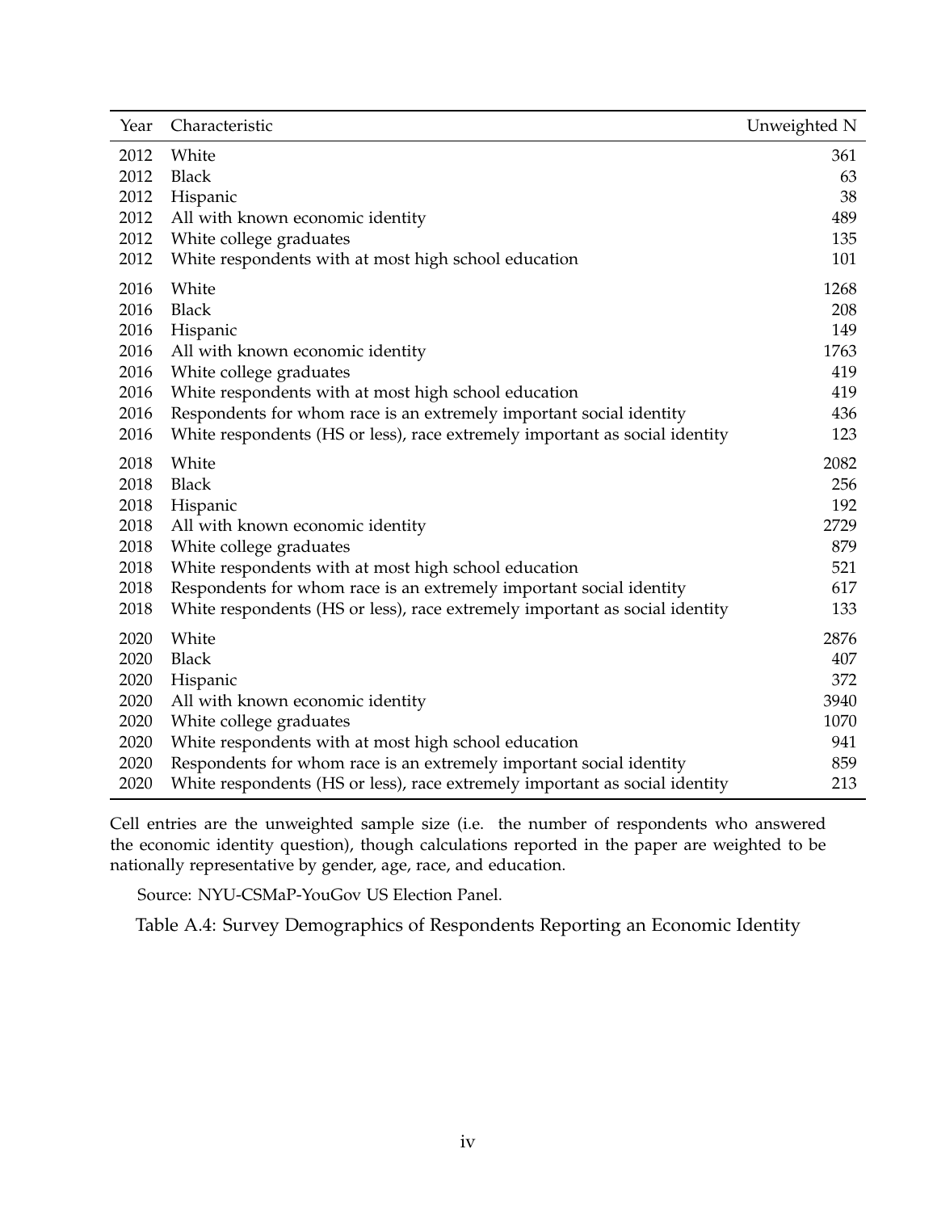| Year | Characteristic | Unweighted N |
|---|---|---|
| 2012 | White | 361 |
| 2012 | Black | 63 |
| 2012 | Hispanic | 38 |
| 2012 | All with known economic identity | 489 |
| 2012 | White college graduates | 135 |
| 2012 | White respondents with at most high school education | 101 |
| 2016 | White | 1268 |
| 2016 | Black | 208 |
| 2016 | Hispanic | 149 |
| 2016 | All with known economic identity | 1763 |
| 2016 | White college graduates | 419 |
| 2016 | White respondents with at most high school education | 419 |
| 2016 | Respondents for whom race is an extremely important social identity | 436 |
| 2016 | White respondents (HS or less), race extremely important as social identity | 123 |
| 2018 | White | 2082 |
| 2018 | Black | 256 |
| 2018 | Hispanic | 192 |
| 2018 | All with known economic identity | 2729 |
| 2018 | White college graduates | 879 |
| 2018 | White respondents with at most high school education | 521 |
| 2018 | Respondents for whom race is an extremely important social identity | 617 |
| 2018 | White respondents (HS or less), race extremely important as social identity | 133 |
| 2020 | White | 2876 |
| 2020 | Black | 407 |
| 2020 | Hispanic | 372 |
| 2020 | All with known economic identity | 3940 |
| 2020 | White college graduates | 1070 |
| 2020 | White respondents with at most high school education | 941 |
| 2020 | Respondents for whom race is an extremely important social identity | 859 |
| 2020 | White respondents (HS or less), race extremely important as social identity | 213 |

Cell entries are the unweighted sample size (i.e. the number of respondents who answered the economic identity question), though calculations reported in the paper are weighted to be nationally representative by gender, age, race, and education.

Source: NYU-CSMaP-YouGov US Election Panel.

Table A.4: Survey Demographics of Respondents Reporting an Economic Identity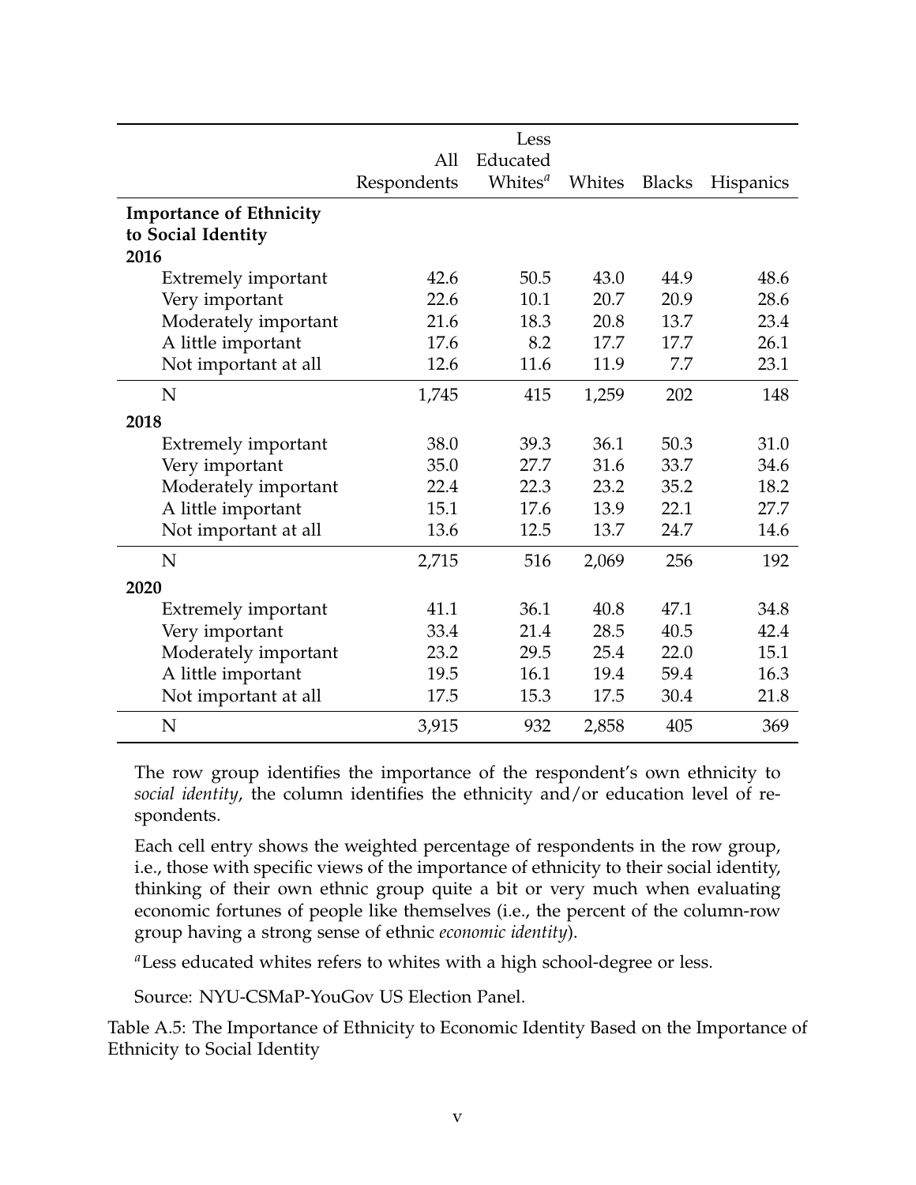| | All Respondents | Less Educated Whites[a] | Whites | Blacks | Hispanics |
|---|---|---|---|---|---|
| **Importance of Ethnicity to Social Identity** | | | | | |
| **2016** | | | | | |
| Extremely important | 42.6 | 50.5 | 43.0 | 44.9 | 48.6 |
| Very important | 22.6 | 10.1 | 20.7 | 20.9 | 28.6 |
| Moderately important | 21.6 | 18.3 | 20.8 | 13.7 | 23.4 |
| A little important | 17.6 | 8.2 | 17.7 | 17.7 | 26.1 |
| Not important at all | 12.6 | 11.6 | 11.9 | 7.7 | 23.1 |
| N | 1,745 | 415 | 1,259 | 202 | 148 |
| **2018** | | | | | |
| Extremely important | 38.0 | 39.3 | 36.1 | 50.3 | 31.0 |
| Very important | 35.0 | 27.7 | 31.6 | 33.7 | 34.6 |
| Moderately important | 22.4 | 22.3 | 23.2 | 35.2 | 18.2 |
| A little important | 15.1 | 17.6 | 13.9 | 22.1 | 27.7 |
| Not important at all | 13.6 | 12.5 | 13.7 | 24.7 | 14.6 |
| N | 2,715 | 516 | 2,069 | 256 | 192 |
| **2020** | | | | | |
| Extremely important | 41.1 | 36.1 | 40.8 | 47.1 | 34.8 |
| Very important | 33.4 | 21.4 | 28.5 | 40.5 | 42.4 |
| Moderately important | 23.2 | 29.5 | 25.4 | 22.0 | 15.1 |
| A little important | 19.5 | 16.1 | 19.4 | 59.4 | 16.3 |
| Not important at all | 17.5 | 15.3 | 17.5 | 30.4 | 21.8 |
| N | 3,915 | 932 | 2,858 | 405 | 369 |

The row group identifies the importance of the respondent's own ethnicity to *social identity*, the column identifies the ethnicity and/or education level of respondents.

Each cell entry shows the weighted percentage of respondents in the row group, i.e., those with specific views of the importance of ethnicity to their social identity, thinking of their own ethnic group quite a bit or very much when evaluating economic fortunes of people like themselves (i.e., the percent of the column-row group having a strong sense of ethnic *economic identity*).

[a]Less educated whites refers to whites with a high school-degree or less.

Source: NYU-CSMaP-YouGov US Election Panel.

Table A.5: The Importance of Ethnicity to Economic Identity Based on the Importance of Ethnicity to Social Identity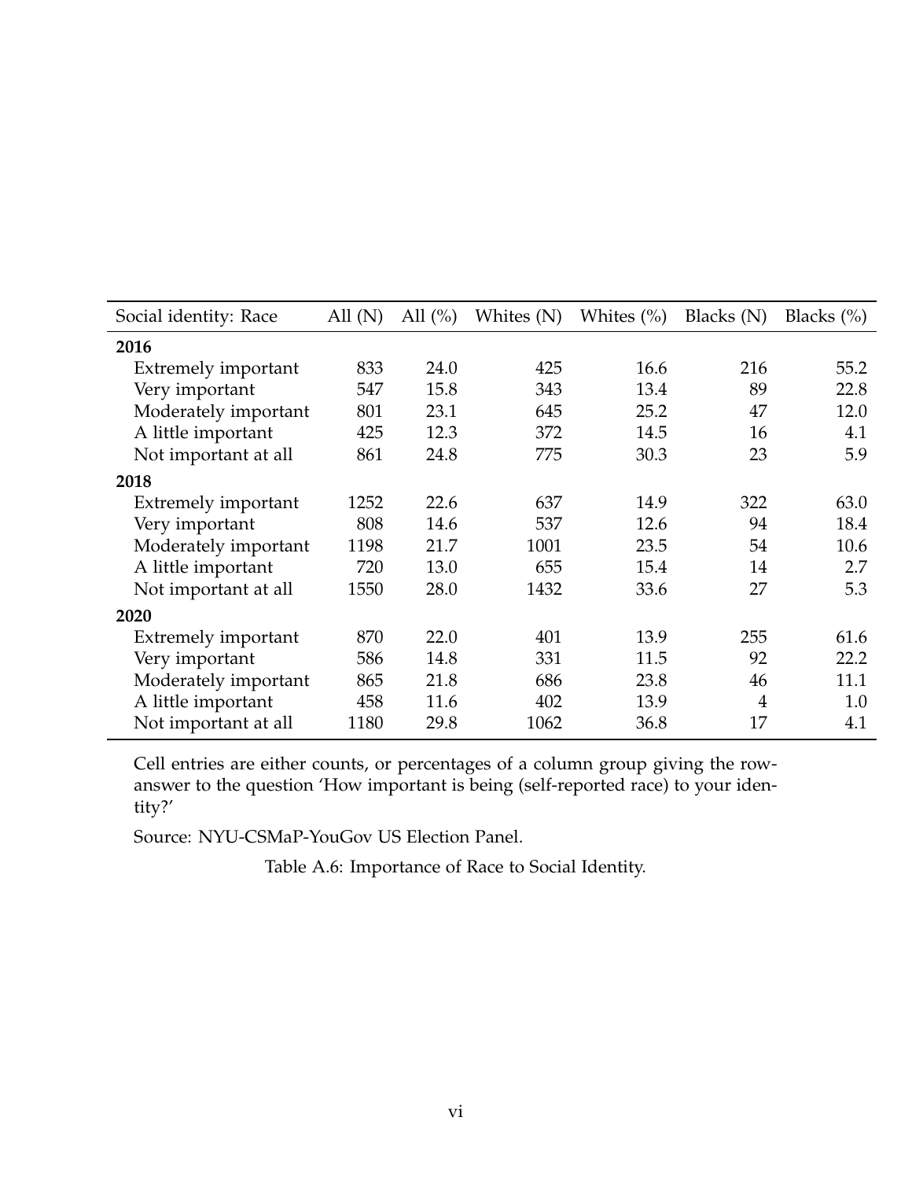| Social identity: Race | All (N) | All (%) | Whites (N) | Whites (%) | Blacks (N) | Blacks (%) |
|---|---|---|---|---|---|---|
| **2016** | | | | | | |
| Extremely important | 833 | 24.0 | 425 | 16.6 | 216 | 55.2 |
| Very important | 547 | 15.8 | 343 | 13.4 | 89 | 22.8 |
| Moderately important | 801 | 23.1 | 645 | 25.2 | 47 | 12.0 |
| A little important | 425 | 12.3 | 372 | 14.5 | 16 | 4.1 |
| Not important at all | 861 | 24.8 | 775 | 30.3 | 23 | 5.9 |
| **2018** | | | | | | |
| Extremely important | 1252 | 22.6 | 637 | 14.9 | 322 | 63.0 |
| Very important | 808 | 14.6 | 537 | 12.6 | 94 | 18.4 |
| Moderately important | 1198 | 21.7 | 1001 | 23.5 | 54 | 10.6 |
| A little important | 720 | 13.0 | 655 | 15.4 | 14 | 2.7 |
| Not important at all | 1550 | 28.0 | 1432 | 33.6 | 27 | 5.3 |
| **2020** | | | | | | |
| Extremely important | 870 | 22.0 | 401 | 13.9 | 255 | 61.6 |
| Very important | 586 | 14.8 | 331 | 11.5 | 92 | 22.2 |
| Moderately important | 865 | 21.8 | 686 | 23.8 | 46 | 11.1 |
| A little important | 458 | 11.6 | 402 | 13.9 | 4 | 1.0 |
| Not important at all | 1180 | 29.8 | 1062 | 36.8 | 17 | 4.1 |

Cell entries are either counts, or percentages of a column group giving the row-answer to the question 'How important is being (self-reported race) to your identity?'

Source: NYU-CSMaP-YouGov US Election Panel.

Table A.6: Importance of Race to Social Identity.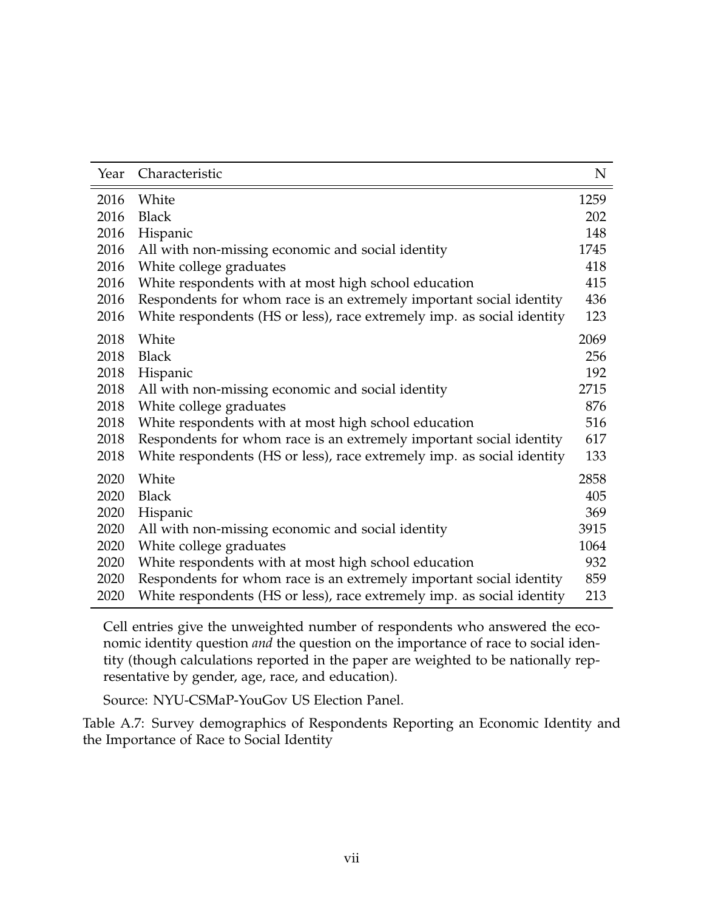| Year | Characteristic | N |
|---|---|---|
| 2016 | White | 1259 |
| 2016 | Black | 202 |
| 2016 | Hispanic | 148 |
| 2016 | All with non-missing economic and social identity | 1745 |
| 2016 | White college graduates | 418 |
| 2016 | White respondents with at most high school education | 415 |
| 2016 | Respondents for whom race is an extremely important social identity | 436 |
| 2016 | White respondents (HS or less), race extremely imp. as social identity | 123 |
| 2018 | White | 2069 |
| 2018 | Black | 256 |
| 2018 | Hispanic | 192 |
| 2018 | All with non-missing economic and social identity | 2715 |
| 2018 | White college graduates | 876 |
| 2018 | White respondents with at most high school education | 516 |
| 2018 | Respondents for whom race is an extremely important social identity | 617 |
| 2018 | White respondents (HS or less), race extremely imp. as social identity | 133 |
| 2020 | White | 2858 |
| 2020 | Black | 405 |
| 2020 | Hispanic | 369 |
| 2020 | All with non-missing economic and social identity | 3915 |
| 2020 | White college graduates | 1064 |
| 2020 | White respondents with at most high school education | 932 |
| 2020 | Respondents for whom race is an extremely important social identity | 859 |
| 2020 | White respondents (HS or less), race extremely imp. as social identity | 213 |

Cell entries give the unweighted number of respondents who answered the economic identity question *and* the question on the importance of race to social identity (though calculations reported in the paper are weighted to be nationally representative by gender, age, race, and education).

Source: NYU-CSMaP-YouGov US Election Panel.

Table A.7: Survey demographics of Respondents Reporting an Economic Identity and the Importance of Race to Social Identity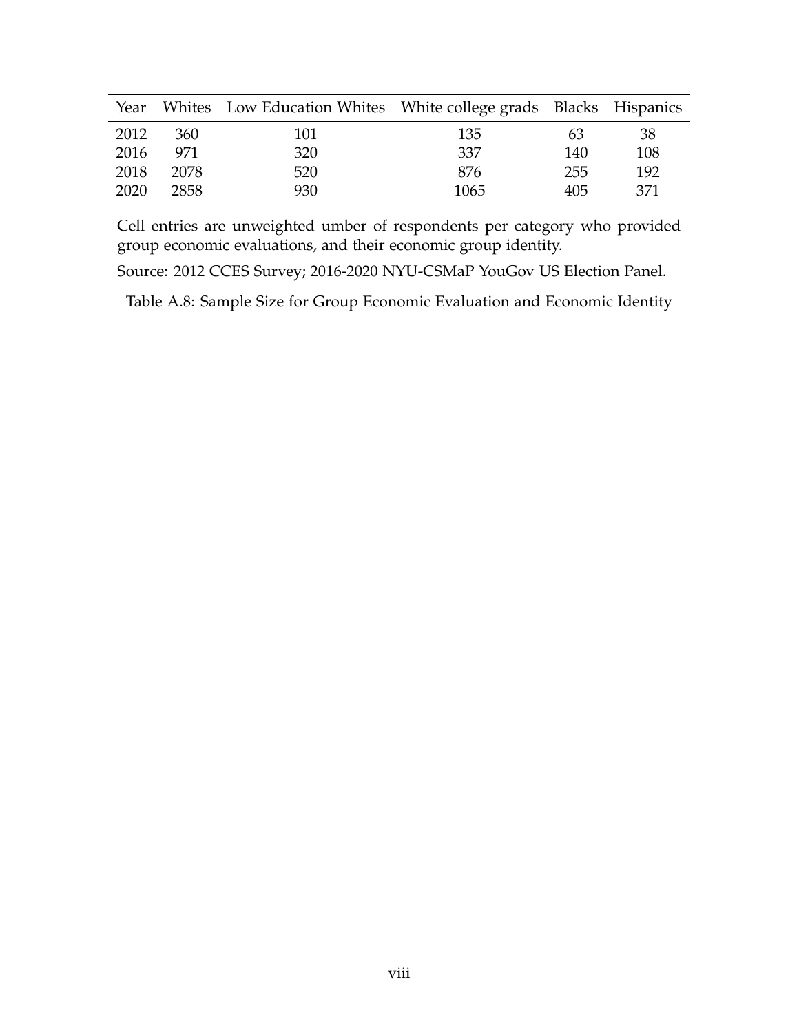| Year | Whites | Low Education Whites | White college grads | Blacks | Hispanics |
|---|---|---|---|---|---|
| 2012 | 360 | 101 | 135 | 63 | 38 |
| 2016 | 971 | 320 | 337 | 140 | 108 |
| 2018 | 2078 | 520 | 876 | 255 | 192 |
| 2020 | 2858 | 930 | 1065 | 405 | 371 |

Cell entries are unweighted umber of respondents per category who provided group economic evaluations, and their economic group identity.

Source: 2012 CCES Survey; 2016-2020 NYU-CSMaP YouGov US Election Panel.

Table A.8: Sample Size for Group Economic Evaluation and Economic Identity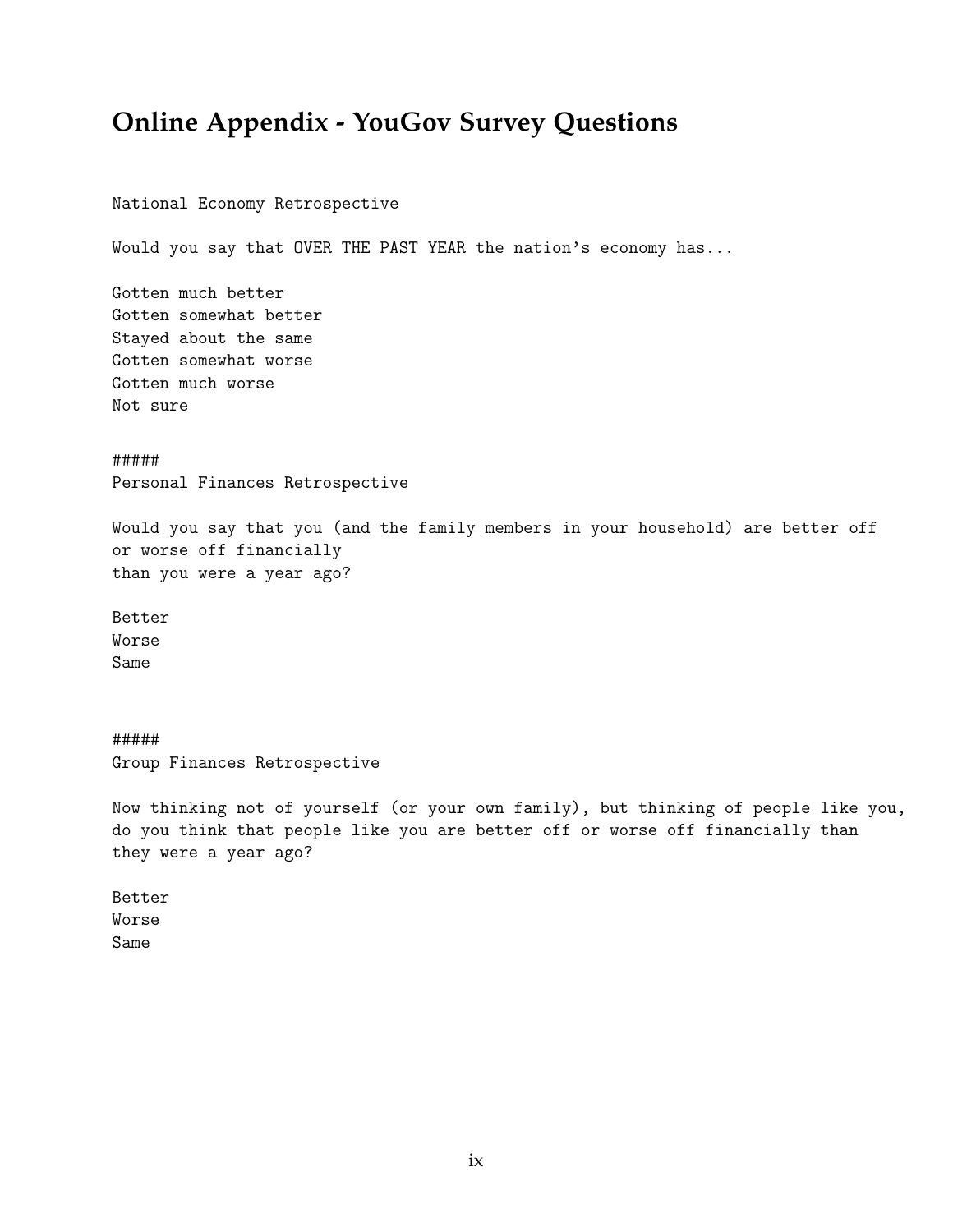# Online Appendix - YouGov Survey Questions

National Economy Retrospective

Would you say that OVER THE PAST YEAR the nation's economy has...

Gotten much better
Gotten somewhat better
Stayed about the same
Gotten somewhat worse
Gotten much worse
Not sure

#####
Personal Finances Retrospective

Would you say that you (and the family members in your household) are better off or worse off financially
than you were a year ago?

Better
Worse
Same

#####
Group Finances Retrospective

Now thinking not of yourself (or your own family), but thinking of people like you, do you think that people like you are better off or worse off financially than they were a year ago?

Better
Worse
Same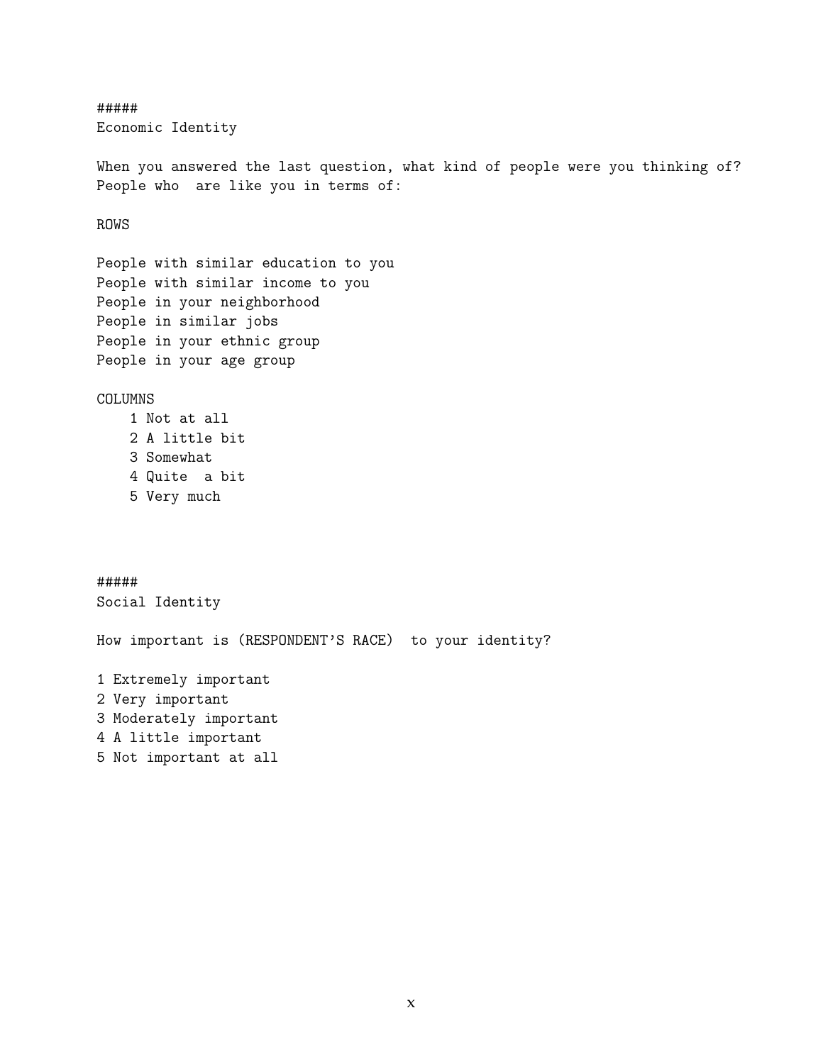#####
Economic Identity

When you answered the last question, what kind of people were you thinking of? People who are like you in terms of:

ROWS

People with similar education to you
People with similar income to you
People in your neighborhood
People in similar jobs
People in your ethnic group
People in your age group

COLUMNS

1 Not at all
2 A little bit
3 Somewhat
4 Quite a bit
5 Very much

#####
Social Identity

How important is (RESPONDENT'S RACE) to your identity?

1 Extremely important
2 Very important
3 Moderately important
4 A little important
5 Not important at all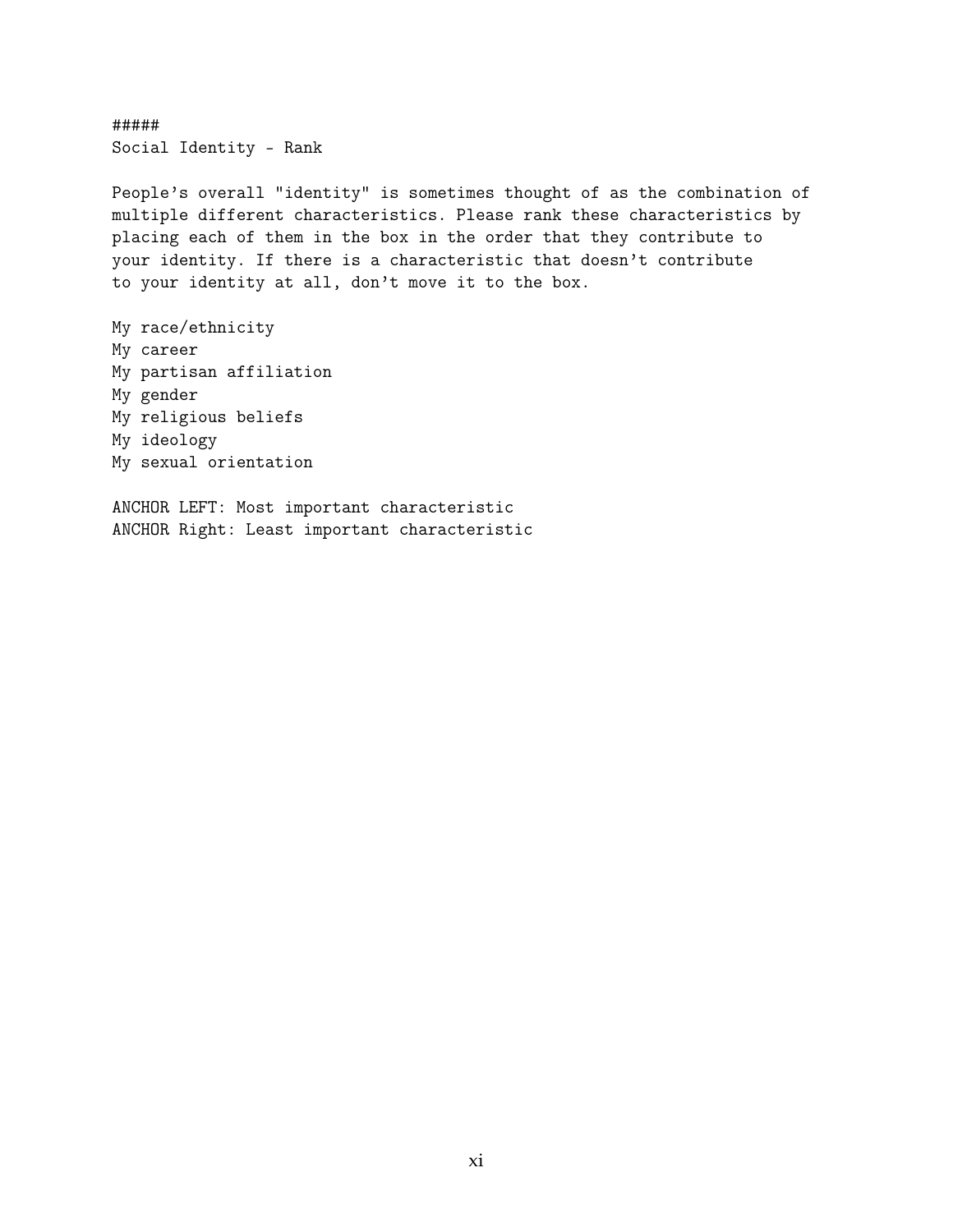#####
Social Identity - Rank

People's overall "identity" is sometimes thought of as the combination of multiple different characteristics. Please rank these characteristics by placing each of them in the box in the order that they contribute to your identity. If there is a characteristic that doesn't contribute to your identity at all, don't move it to the box.

My race/ethnicity
My career
My partisan affiliation
My gender
My religious beliefs
My ideology
My sexual orientation

ANCHOR LEFT: Most important characteristic
ANCHOR Right: Least important characteristic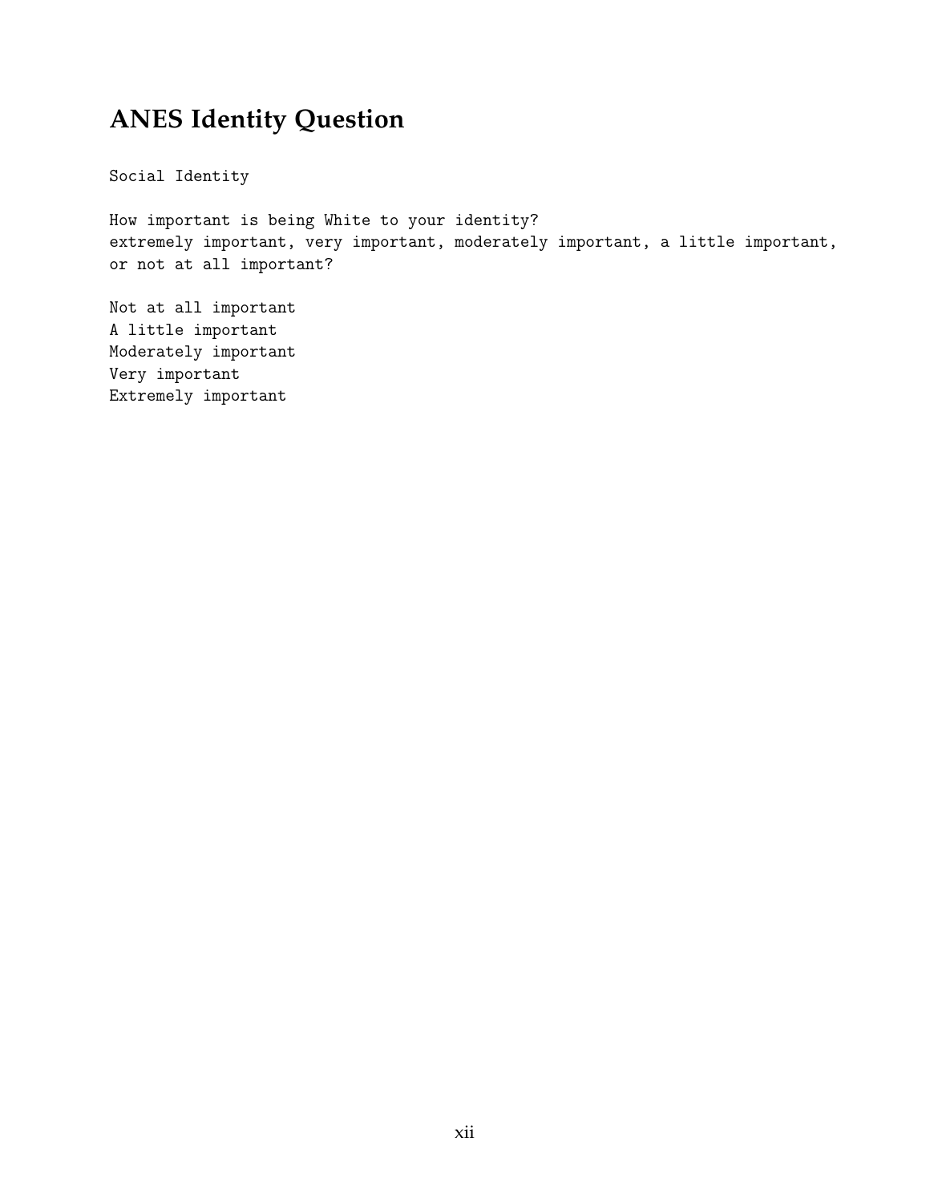## ANES Identity Question

```
Social Identity

How important is being White to your identity?
extremely important, very important, moderately important, a little important,
or not at all important?

Not at all important
A little important
Moderately important
Very important
Extremely important
```